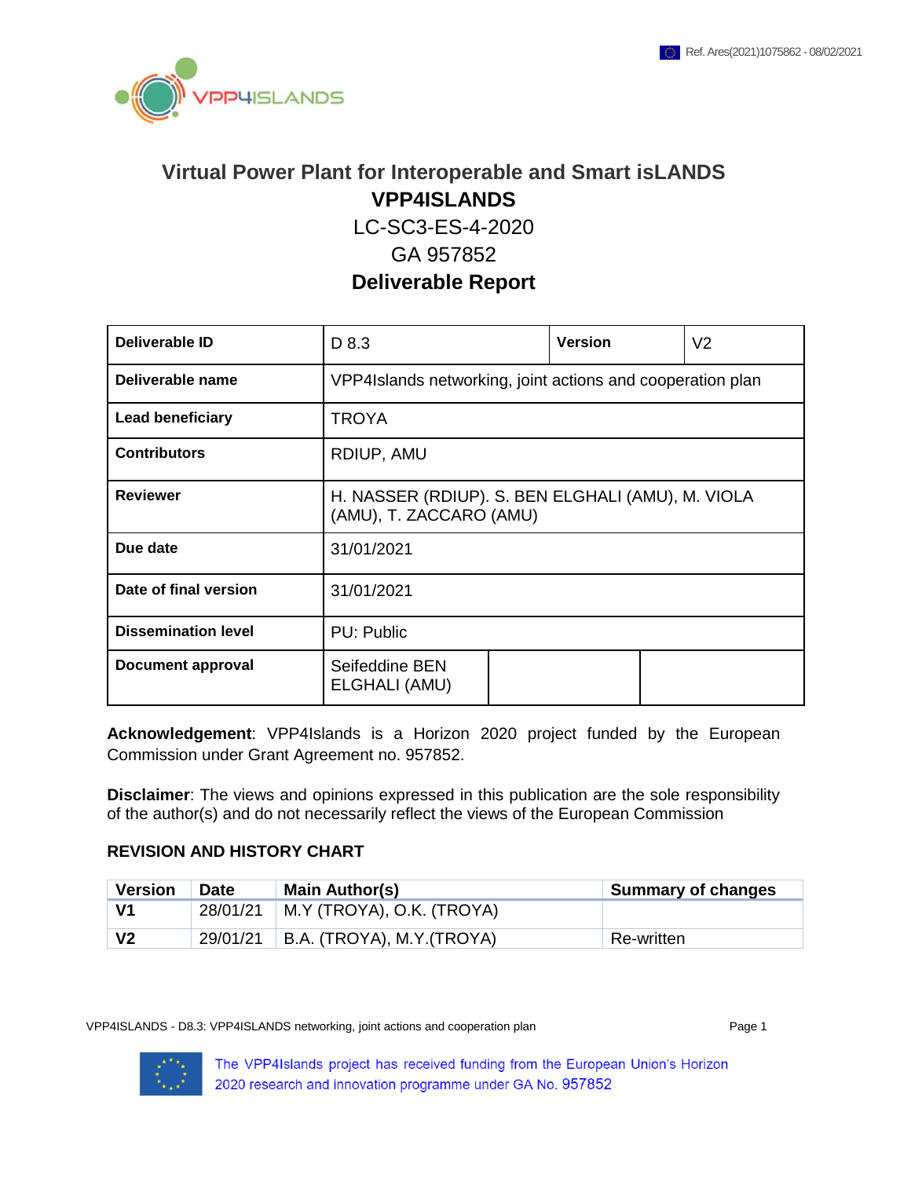Ref. Ares(2021)1075862 - 08/02/2021

# Virtual Power Plant for Interoperable and Smart isLANDS

## VPP4ISLANDS

LC-SC3-ES-4-2020

GA 957852

## Deliverable Report

| | | | |
|---|---|---|---|
| **Deliverable ID** | D 8.3 | **Version** | V2 |
| **Deliverable name** | VPP4Islands networking, joint actions and cooperation plan | | |
| **Lead beneficiary** | TROYA | | |
| **Contributors** | RDIUP, AMU | | |
| **Reviewer** | H. NASSER (RDIUP). S. BEN ELGHALI (AMU), M. VIOLA (AMU), T. ZACCARO (AMU) | | |
| **Due date** | 31/01/2021 | | |
| **Date of final version** | 31/01/2021 | | |
| **Dissemination level** | PU: Public | | |
| **Document approval** | Seifeddine BEN ELGHALI (AMU) | | |

**Acknowledgement**: VPP4Islands is a Horizon 2020 project funded by the European Commission under Grant Agreement no. 957852.

**Disclaimer**: The views and opinions expressed in this publication are the sole responsibility of the author(s) and do not necessarily reflect the views of the European Commission

### REVISION AND HISTORY CHART

| Version | Date | Main Author(s) | Summary of changes |
|---|---|---|---|
| **V1** | 28/01/21 | M.Y (TROYA), O.K. (TROYA) | |
| **V2** | 29/01/21 | B.A. (TROYA), M.Y.(TROYA) | Re-written |

The VPP4Islands project has received funding from the European Union's Horizon 2020 research and innovation programme under GA No. 957852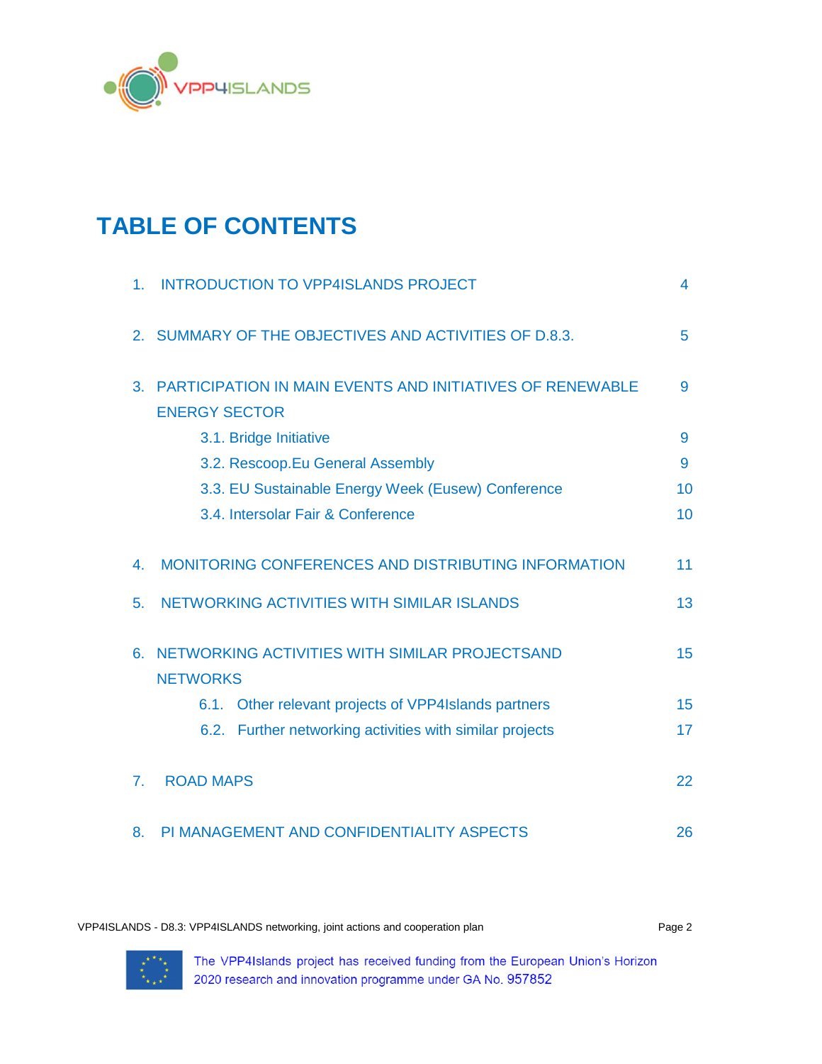# TABLE OF CONTENTS

| | |
|---|---|
| 1. INTRODUCTION TO VPP4ISLANDS PROJECT | 4 |
| 2. SUMMARY OF THE OBJECTIVES AND ACTIVITIES OF D.8.3. | 5 |
| 3. PARTICIPATION IN MAIN EVENTS AND INITIATIVES OF RENEWABLE ENERGY SECTOR | 9 |
| 3.1. Bridge Initiative | 9 |
| 3.2. Rescoop.Eu General Assembly | 9 |
| 3.3. EU Sustainable Energy Week (Eusew) Conference | 10 |
| 3.4. Intersolar Fair & Conference | 10 |
| 4. MONITORING CONFERENCES AND DISTRIBUTING INFORMATION | 11 |
| 5. NETWORKING ACTIVITIES WITH SIMILAR ISLANDS | 13 |
| 6. NETWORKING ACTIVITIES WITH SIMILAR PROJECTSAND NETWORKS | 15 |
| 6.1. Other relevant projects of VPP4Islands partners | 15 |
| 6.2. Further networking activities with similar projects | 17 |
| 7. ROAD MAPS | 22 |
| 8. PI MANAGEMENT AND CONFIDENTIALITY ASPECTS | 26 |

The VPP4Islands project has received funding from the European Union's Horizon 2020 research and innovation programme under GA No. 957852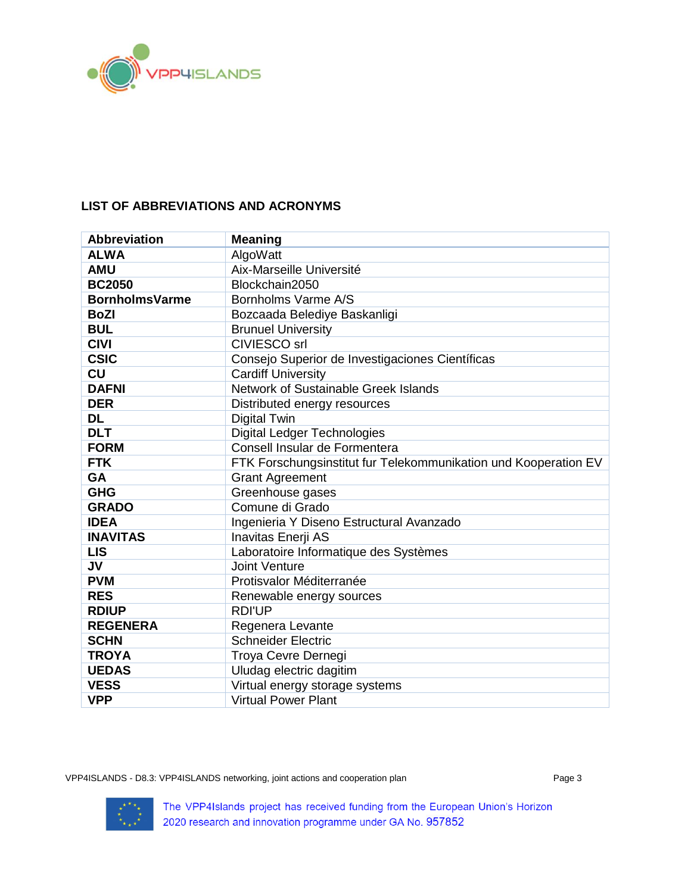## LIST OF ABBREVIATIONS AND ACRONYMS

| Abbreviation | Meaning |
|---|---|
| **ALWA** | AlgoWatt |
| **AMU** | Aix-Marseille Université |
| **BC2050** | Blockchain2050 |
| **BornholmsVarme** | Bornholms Varme A/S |
| **BoZI** | Bozcaada Belediye Baskanligi |
| **BUL** | Brunuel University |
| **CIVI** | CIVIESCO srl |
| **CSIC** | Consejo Superior de Investigaciones Científicas |
| **CU** | Cardiff University |
| **DAFNI** | Network of Sustainable Greek Islands |
| **DER** | Distributed energy resources |
| **DL** | Digital Twin |
| **DLT** | Digital Ledger Technologies |
| **FORM** | Consell Insular de Formentera |
| **FTK** | FTK Forschungsinstitut fur Telekommunikation und Kooperation EV |
| **GA** | Grant Agreement |
| **GHG** | Greenhouse gases |
| **GRADO** | Comune di Grado |
| **IDEA** | Ingenieria Y Diseno Estructural Avanzado |
| **INAVITAS** | Inavitas Enerji AS |
| **LIS** | Laboratoire Informatique des Systèmes |
| **JV** | Joint Venture |
| **PVM** | Protisvalor Méditerranée |
| **RES** | Renewable energy sources |
| **RDIUP** | RDI'UP |
| **REGENERA** | Regenera Levante |
| **SCHN** | Schneider Electric |
| **TROYA** | Troya Cevre Dernegi |
| **UEDAS** | Uludag electric dagitim |
| **VESS** | Virtual energy storage systems |
| **VPP** | Virtual Power Plant |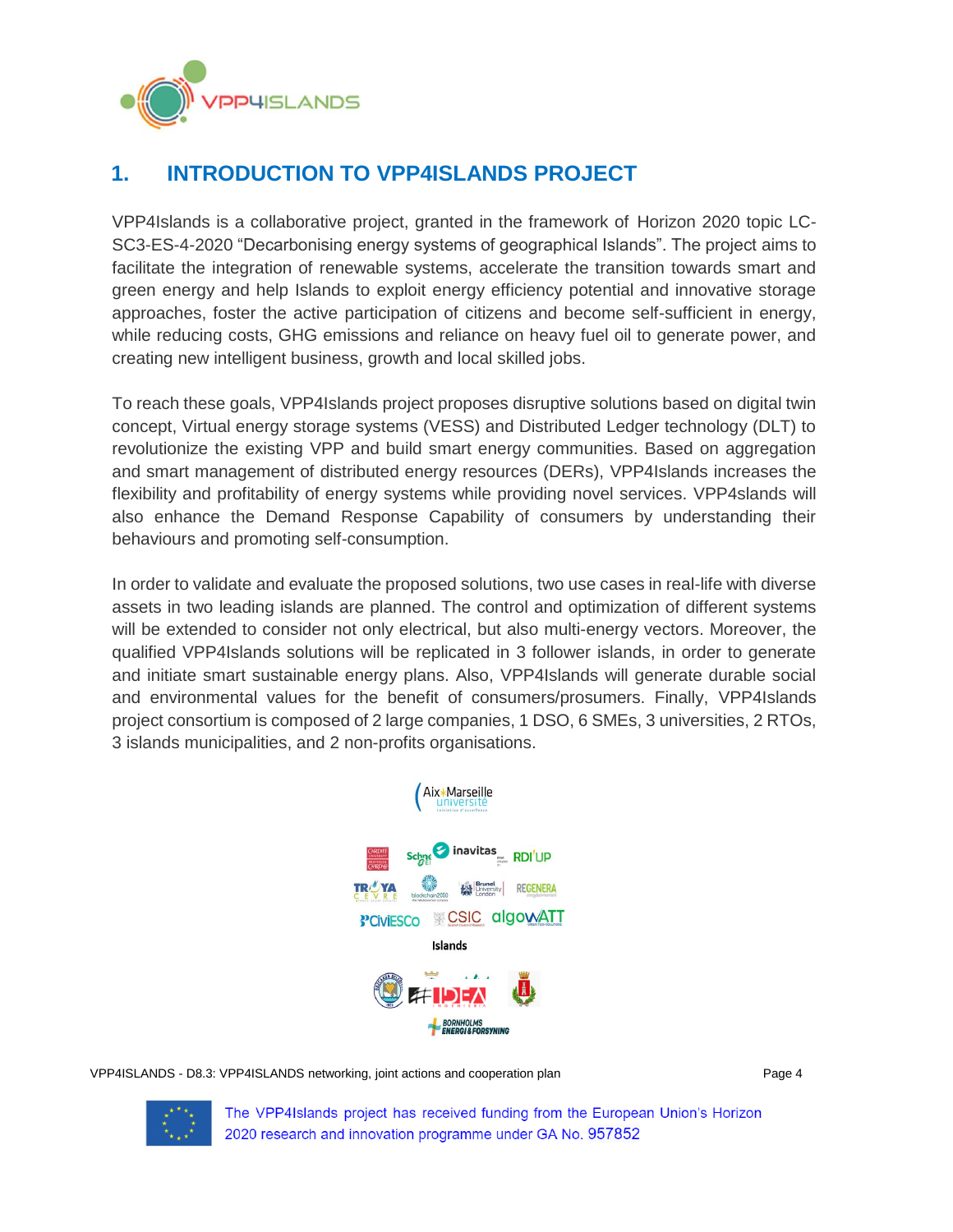# 1. INTRODUCTION TO VPP4ISLANDS PROJECT

VPP4Islands is a collaborative project, granted in the framework of Horizon 2020 topic LC-SC3-ES-4-2020 "Decarbonising energy systems of geographical Islands". The project aims to facilitate the integration of renewable systems, accelerate the transition towards smart and green energy and help Islands to exploit energy efficiency potential and innovative storage approaches, foster the active participation of citizens and become self-sufficient in energy, while reducing costs, GHG emissions and reliance on heavy fuel oil to generate power, and creating new intelligent business, growth and local skilled jobs.

To reach these goals, VPP4Islands project proposes disruptive solutions based on digital twin concept, Virtual energy storage systems (VESS) and Distributed Ledger technology (DLT) to revolutionize the existing VPP and build smart energy communities. Based on aggregation and smart management of distributed energy resources (DERs), VPP4Islands increases the flexibility and profitability of energy systems while providing novel services. VPP4slands will also enhance the Demand Response Capability of consumers by understanding their behaviours and promoting self-consumption.

In order to validate and evaluate the proposed solutions, two use cases in real-life with diverse assets in two leading islands are planned. The control and optimization of different systems will be extended to consider not only electrical, but also multi-energy vectors. Moreover, the qualified VPP4Islands solutions will be replicated in 3 follower islands, in order to generate and initiate smart sustainable energy plans. Also, VPP4Islands will generate durable social and environmental values for the benefit of consumers/prosumers. Finally, VPP4Islands project consortium is composed of 2 large companies, 1 DSO, 6 SMEs, 3 universities, 2 RTOs, 3 islands municipalities, and 2 non-profits organisations.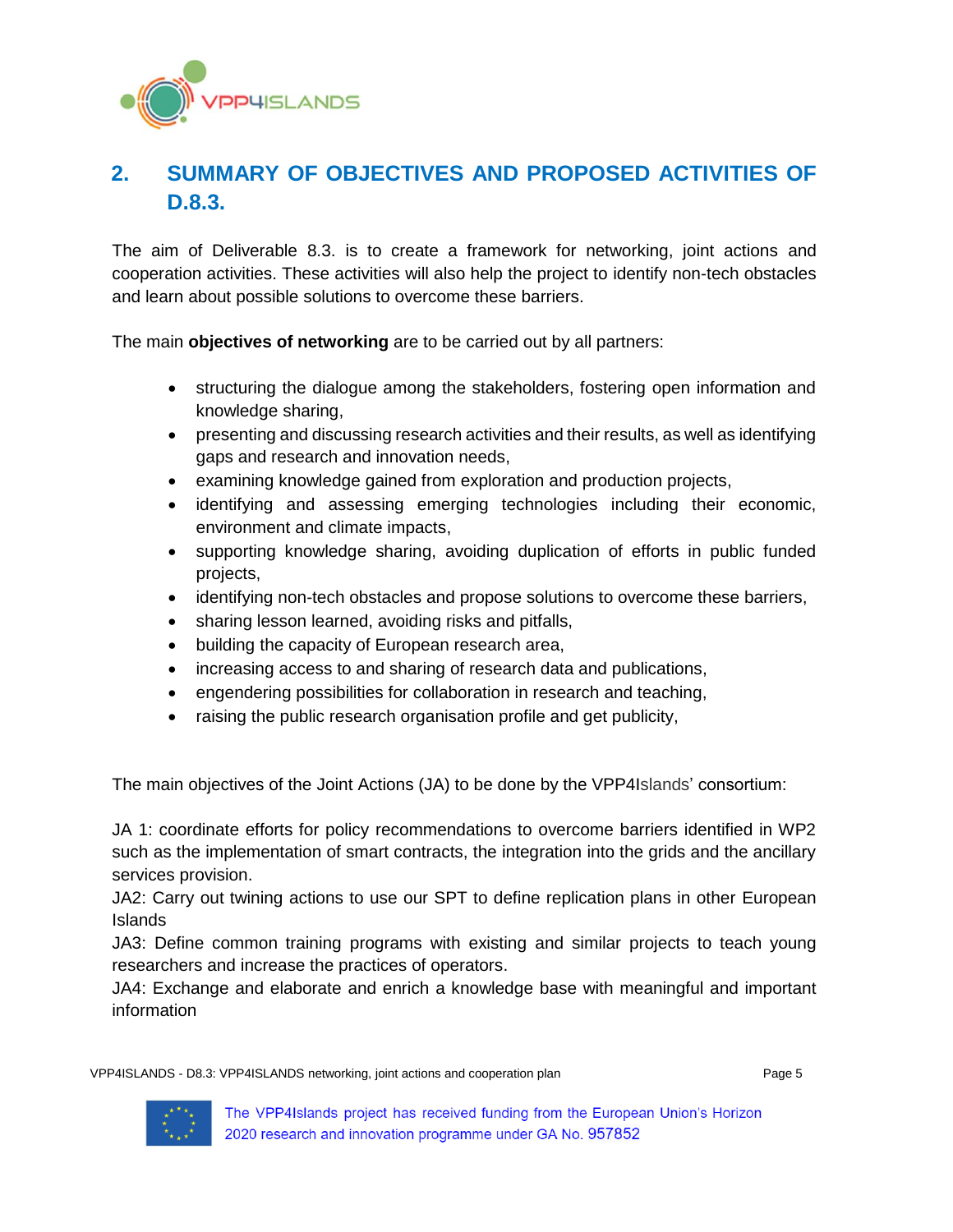## 2. SUMMARY OF OBJECTIVES AND PROPOSED ACTIVITIES OF D.8.3.

The aim of Deliverable 8.3. is to create a framework for networking, joint actions and cooperation activities. These activities will also help the project to identify non-tech obstacles and learn about possible solutions to overcome these barriers.

The main **objectives of networking** are to be carried out by all partners:

- structuring the dialogue among the stakeholders, fostering open information and knowledge sharing,
- presenting and discussing research activities and their results, as well as identifying gaps and research and innovation needs,
- examining knowledge gained from exploration and production projects,
- identifying and assessing emerging technologies including their economic, environment and climate impacts,
- supporting knowledge sharing, avoiding duplication of efforts in public funded projects,
- identifying non-tech obstacles and propose solutions to overcome these barriers,
- sharing lesson learned, avoiding risks and pitfalls,
- building the capacity of European research area,
- increasing access to and sharing of research data and publications,
- engendering possibilities for collaboration in research and teaching,
- raising the public research organisation profile and get publicity,

The main objectives of the Joint Actions (JA) to be done by the VPP4Islands' consortium:

JA 1: coordinate efforts for policy recommendations to overcome barriers identified in WP2 such as the implementation of smart contracts, the integration into the grids and the ancillary services provision.
JA2: Carry out twining actions to use our SPT to define replication plans in other European Islands
JA3: Define common training programs with existing and similar projects to teach young researchers and increase the practices of operators.
JA4: Exchange and elaborate and enrich a knowledge base with meaningful and important information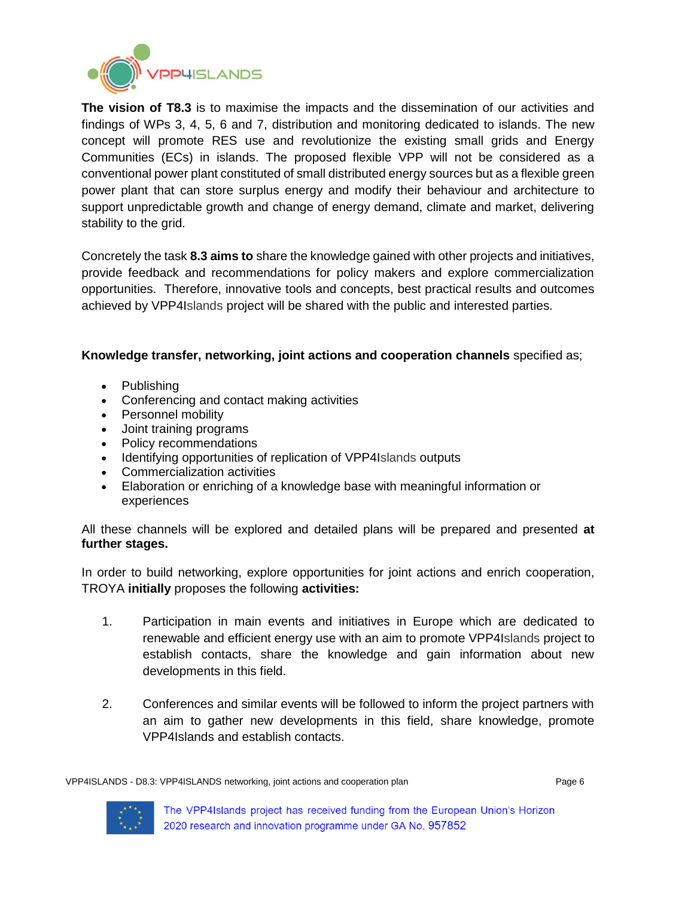**The vision of T8.3** is to maximise the impacts and the dissemination of our activities and findings of WPs 3, 4, 5, 6 and 7, distribution and monitoring dedicated to islands. The new concept will promote RES use and revolutionize the existing small grids and Energy Communities (ECs) in islands. The proposed flexible VPP will not be considered as a conventional power plant constituted of small distributed energy sources but as a flexible green power plant that can store surplus energy and modify their behaviour and architecture to support unpredictable growth and change of energy demand, climate and market, delivering stability to the grid.

Concretely the task **8.3 aims to** share the knowledge gained with other projects and initiatives, provide feedback and recommendations for policy makers and explore commercialization opportunities. Therefore, innovative tools and concepts, best practical results and outcomes achieved by VPP4Islands project will be shared with the public and interested parties.

**Knowledge transfer, networking, joint actions and cooperation channels** specified as;

- Publishing
- Conferencing and contact making activities
- Personnel mobility
- Joint training programs
- Policy recommendations
- Identifying opportunities of replication of VPP4Islands outputs
- Commercialization activities
- Elaboration or enriching of a knowledge base with meaningful information or experiences

All these channels will be explored and detailed plans will be prepared and presented **at further stages.**

In order to build networking, explore opportunities for joint actions and enrich cooperation, TROYA **initially** proposes the following **activities:**

1. Participation in main events and initiatives in Europe which are dedicated to renewable and efficient energy use with an aim to promote VPP4Islands project to establish contacts, share the knowledge and gain information about new developments in this field.

2. Conferences and similar events will be followed to inform the project partners with an aim to gather new developments in this field, share knowledge, promote VPP4Islands and establish contacts.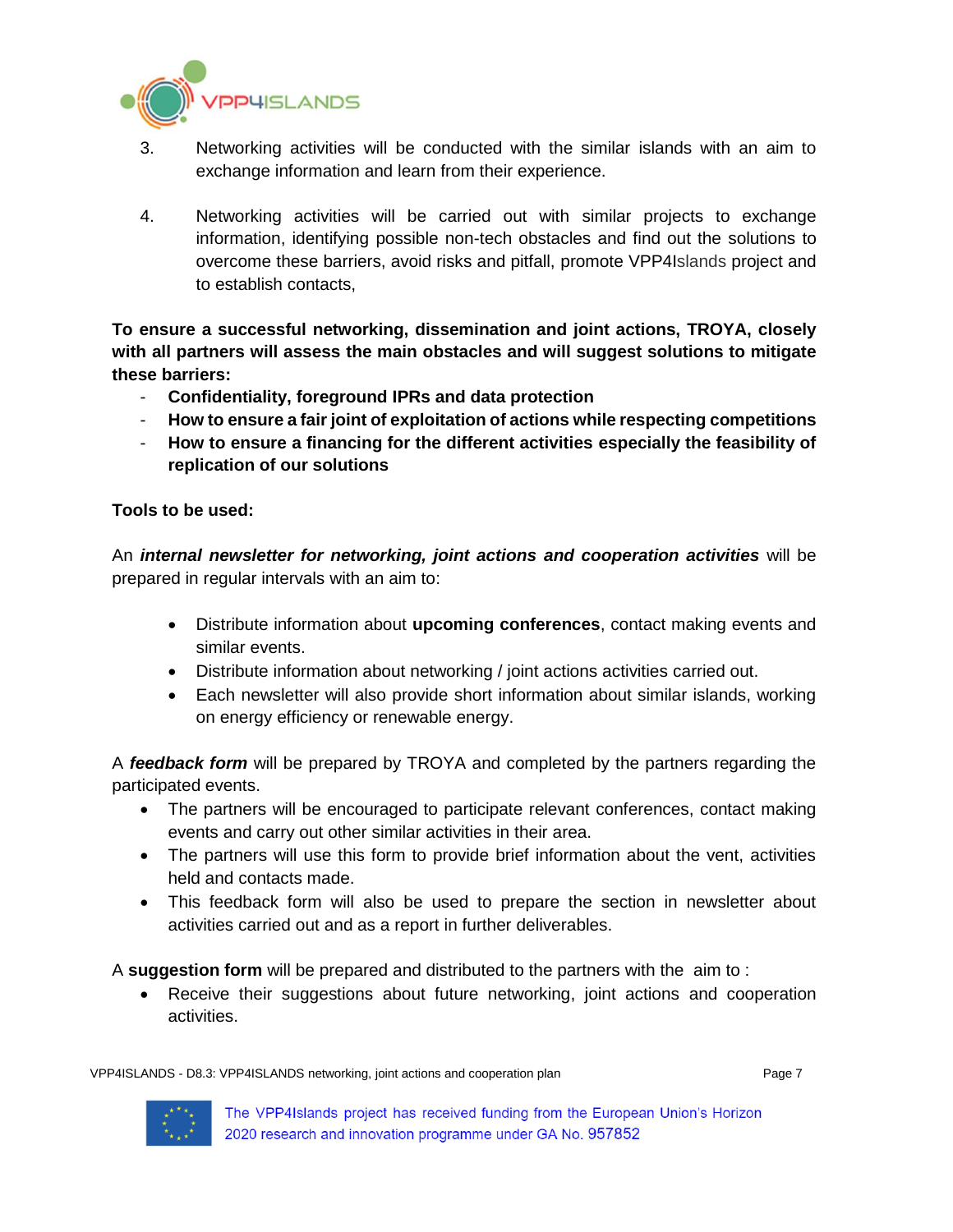3. Networking activities will be conducted with the similar islands with an aim to exchange information and learn from their experience.

4. Networking activities will be carried out with similar projects to exchange information, identifying possible non-tech obstacles and find out the solutions to overcome these barriers, avoid risks and pitfall, promote VPP4Islands project and to establish contacts,

**To ensure a successful networking, dissemination and joint actions, TROYA, closely with all partners will assess the main obstacles and will suggest solutions to mitigate these barriers:**

- **Confidentiality, foreground IPRs and data protection**
- **How to ensure a fair joint of exploitation of actions while respecting competitions**
- **How to ensure a financing for the different activities especially the feasibility of replication of our solutions**

**Tools to be used:**

An ***internal newsletter for networking, joint actions and cooperation activities*** will be prepared in regular intervals with an aim to:

- Distribute information about **upcoming conferences**, contact making events and similar events.
- Distribute information about networking / joint actions activities carried out.
- Each newsletter will also provide short information about similar islands, working on energy efficiency or renewable energy.

A ***feedback form*** will be prepared by TROYA and completed by the partners regarding the participated events.

- The partners will be encouraged to participate relevant conferences, contact making events and carry out other similar activities in their area.
- The partners will use this form to provide brief information about the vent, activities held and contacts made.
- This feedback form will also be used to prepare the section in newsletter about activities carried out and as a report in further deliverables.

A **suggestion form** will be prepared and distributed to the partners with the aim to :

- Receive their suggestions about future networking, joint actions and cooperation activities.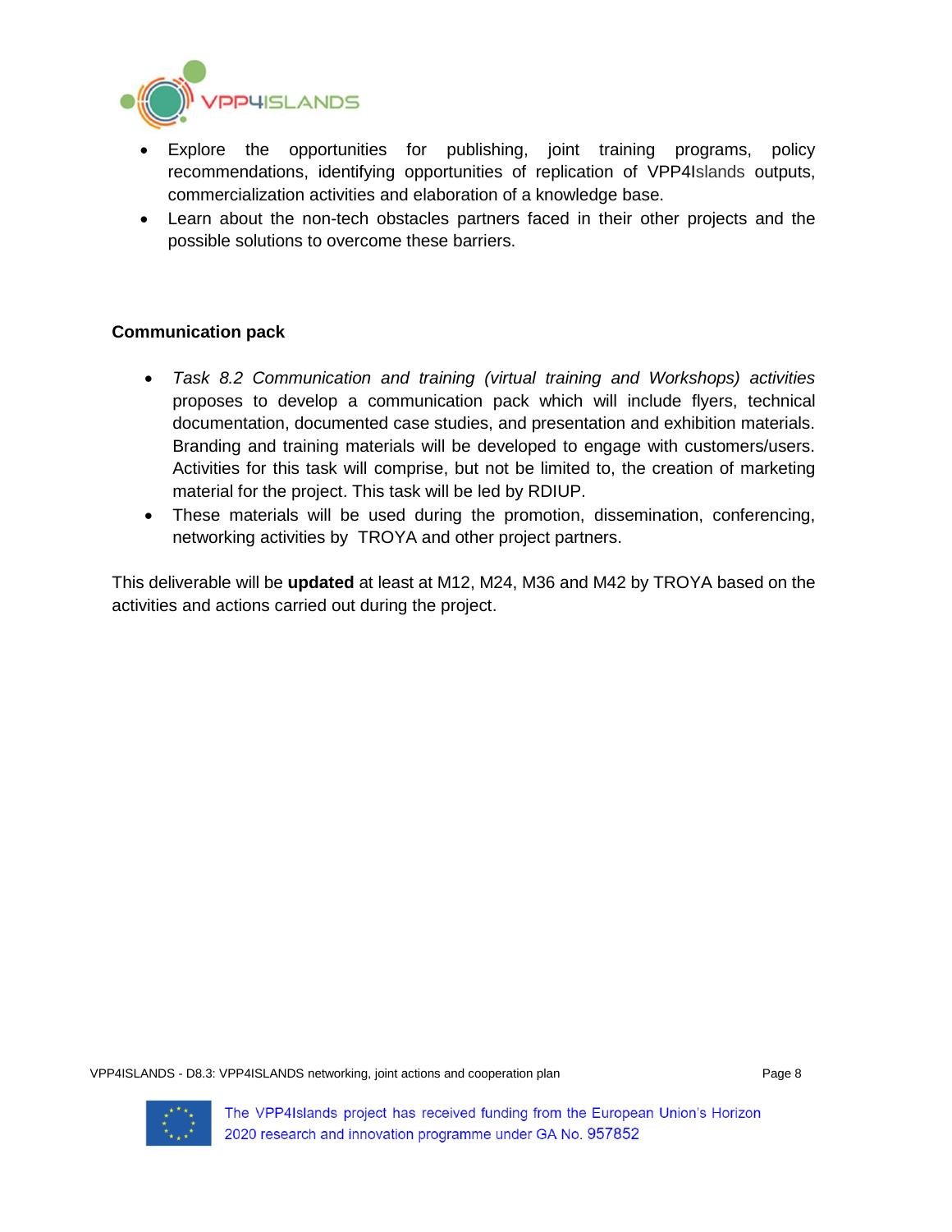- Explore the opportunities for publishing, joint training programs, policy recommendations, identifying opportunities of replication of VPP4Islands outputs, commercialization activities and elaboration of a knowledge base.
- Learn about the non-tech obstacles partners faced in their other projects and the possible solutions to overcome these barriers.

**Communication pack**

- *Task 8.2 Communication and training (virtual training and Workshops) activities* proposes to develop a communication pack which will include flyers, technical documentation, documented case studies, and presentation and exhibition materials. Branding and training materials will be developed to engage with customers/users. Activities for this task will comprise, but not be limited to, the creation of marketing material for the project. This task will be led by RDIUP.
- These materials will be used during the promotion, dissemination, conferencing, networking activities by TROYA and other project partners.

This deliverable will be **updated** at least at M12, M24, M36 and M42 by TROYA based on the activities and actions carried out during the project.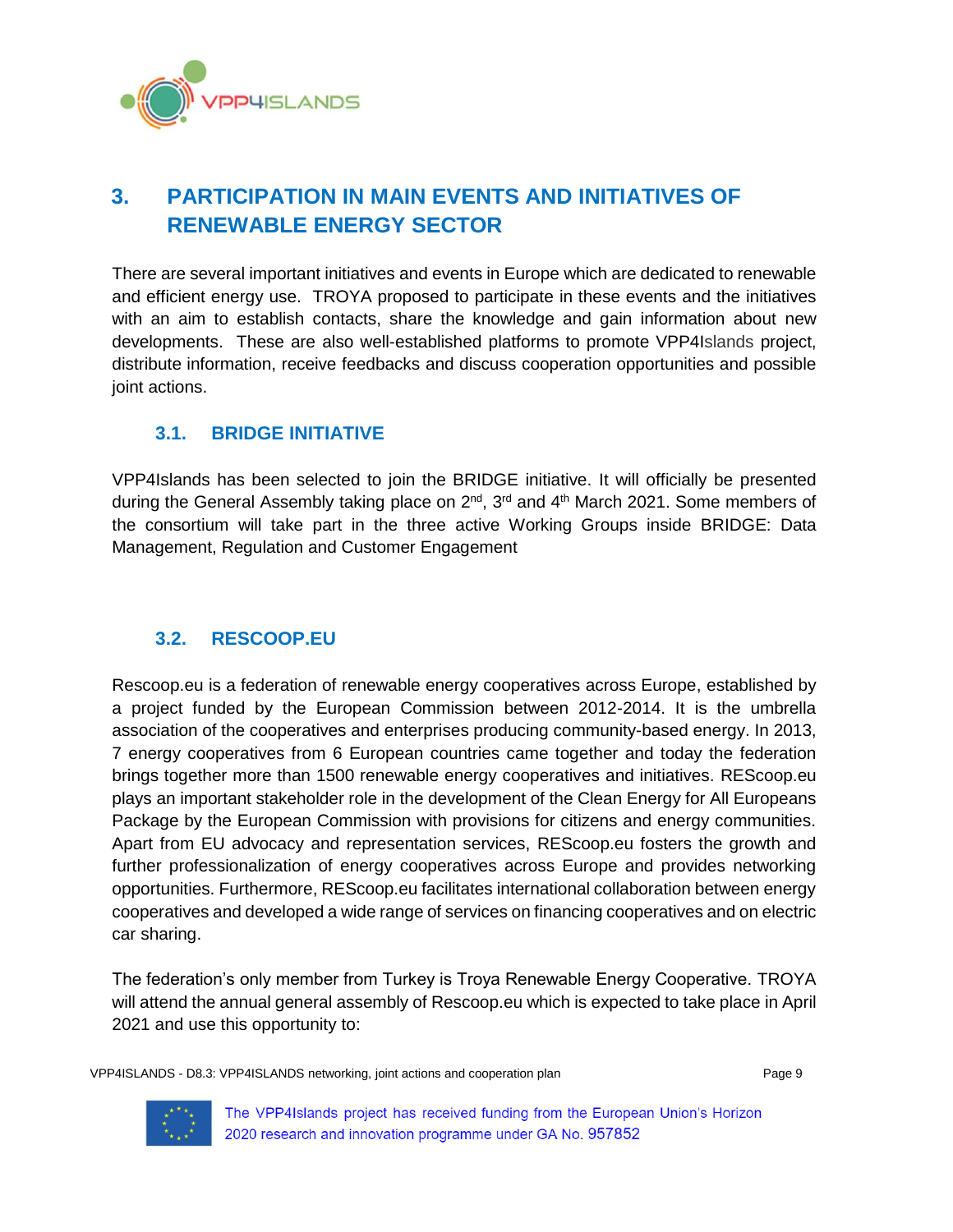## 3. PARTICIPATION IN MAIN EVENTS AND INITIATIVES OF RENEWABLE ENERGY SECTOR

There are several important initiatives and events in Europe which are dedicated to renewable and efficient energy use. TROYA proposed to participate in these events and the initiatives with an aim to establish contacts, share the knowledge and gain information about new developments. These are also well-established platforms to promote VPP4Islands project, distribute information, receive feedbacks and discuss cooperation opportunities and possible joint actions.

### 3.1. BRIDGE INITIATIVE

VPP4Islands has been selected to join the BRIDGE initiative. It will officially be presented during the General Assembly taking place on 2nd, 3rd and 4th March 2021. Some members of the consortium will take part in the three active Working Groups inside BRIDGE: Data Management, Regulation and Customer Engagement

### 3.2. RESCOOP.EU

Rescoop.eu is a federation of renewable energy cooperatives across Europe, established by a project funded by the European Commission between 2012-2014. It is the umbrella association of the cooperatives and enterprises producing community-based energy. In 2013, 7 energy cooperatives from 6 European countries came together and today the federation brings together more than 1500 renewable energy cooperatives and initiatives. REScoop.eu plays an important stakeholder role in the development of the Clean Energy for All Europeans Package by the European Commission with provisions for citizens and energy communities. Apart from EU advocacy and representation services, REScoop.eu fosters the growth and further professionalization of energy cooperatives across Europe and provides networking opportunities. Furthermore, REScoop.eu facilitates international collaboration between energy cooperatives and developed a wide range of services on financing cooperatives and on electric car sharing.

The federation's only member from Turkey is Troya Renewable Energy Cooperative. TROYA will attend the annual general assembly of Rescoop.eu which is expected to take place in April 2021 and use this opportunity to: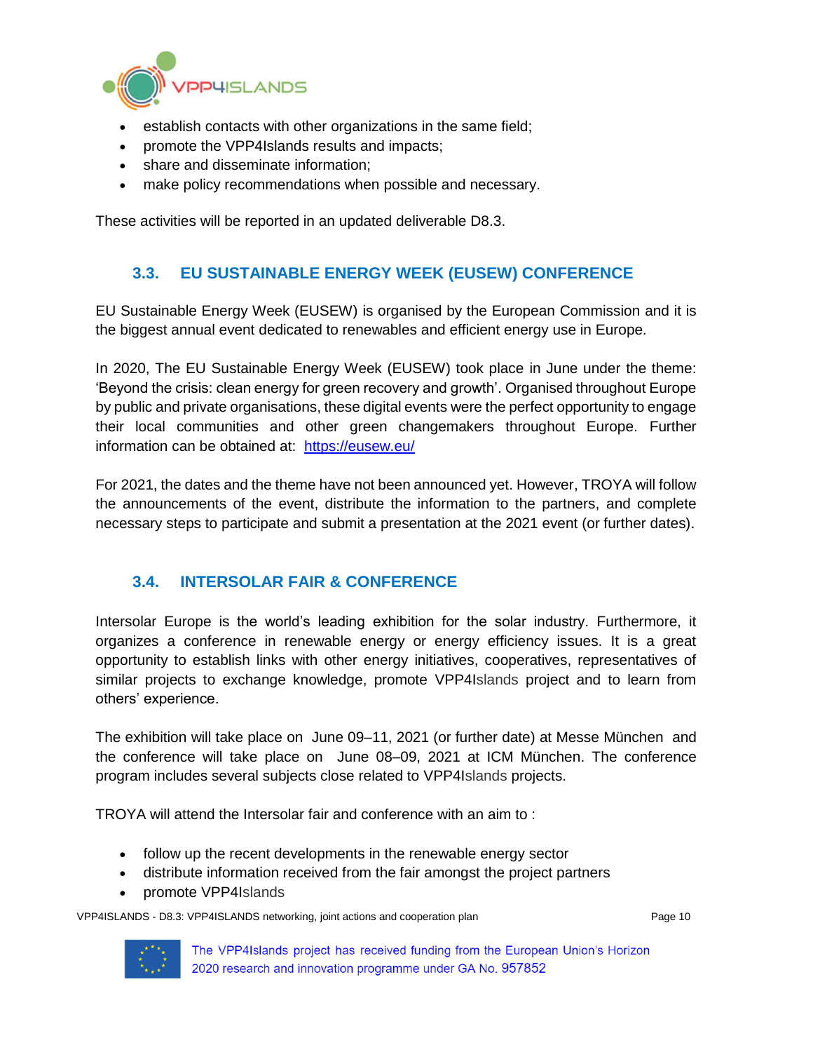- establish contacts with other organizations in the same field;
- promote the VPP4Islands results and impacts;
- share and disseminate information;
- make policy recommendations when possible and necessary.

These activities will be reported in an updated deliverable D8.3.

## 3.3. EU SUSTAINABLE ENERGY WEEK (EUSEW) CONFERENCE

EU Sustainable Energy Week (EUSEW) is organised by the European Commission and it is the biggest annual event dedicated to renewables and efficient energy use in Europe.

In 2020, The EU Sustainable Energy Week (EUSEW) took place in June under the theme: 'Beyond the crisis: clean energy for green recovery and growth'. Organised throughout Europe by public and private organisations, these digital events were the perfect opportunity to engage their local communities and other green changemakers throughout Europe. Further information can be obtained at: https://eusew.eu/

For 2021, the dates and the theme have not been announced yet. However, TROYA will follow the announcements of the event, distribute the information to the partners, and complete necessary steps to participate and submit a presentation at the 2021 event (or further dates).

## 3.4. INTERSOLAR FAIR & CONFERENCE

Intersolar Europe is the world's leading exhibition for the solar industry. Furthermore, it organizes a conference in renewable energy or energy efficiency issues. It is a great opportunity to establish links with other energy initiatives, cooperatives, representatives of similar projects to exchange knowledge, promote VPP4Islands project and to learn from others' experience.

The exhibition will take place on June 09–11, 2021 (or further date) at Messe München and the conference will take place on June 08–09, 2021 at ICM München. The conference program includes several subjects close related to VPP4Islands projects.

TROYA will attend the Intersolar fair and conference with an aim to :

- follow up the recent developments in the renewable energy sector
- distribute information received from the fair amongst the project partners
- promote VPP4Islands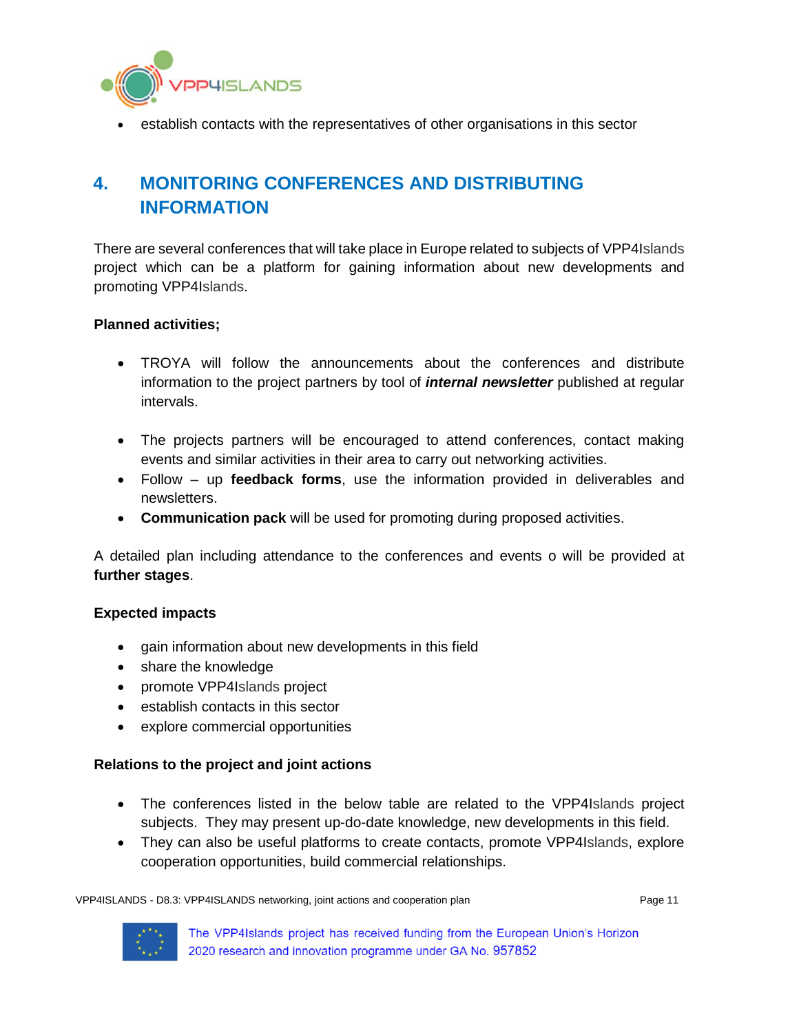- establish contacts with the representatives of other organisations in this sector

## 4. MONITORING CONFERENCES AND DISTRIBUTING INFORMATION

There are several conferences that will take place in Europe related to subjects of VPP4Islands project which can be a platform for gaining information about new developments and promoting VPP4Islands.

**Planned activities;**

- TROYA will follow the announcements about the conferences and distribute information to the project partners by tool of ***internal newsletter*** published at regular intervals.

- The projects partners will be encouraged to attend conferences, contact making events and similar activities in their area to carry out networking activities.
- Follow – up **feedback forms**, use the information provided in deliverables and newsletters.
- **Communication pack** will be used for promoting during proposed activities.

A detailed plan including attendance to the conferences and events o will be provided at **further stages**.

**Expected impacts**

- gain information about new developments in this field
- share the knowledge
- promote VPP4Islands project
- establish contacts in this sector
- explore commercial opportunities

**Relations to the project and joint actions**

- The conferences listed in the below table are related to the VPP4Islands project subjects. They may present up-do-date knowledge, new developments in this field.
- They can also be useful platforms to create contacts, promote VPP4Islands, explore cooperation opportunities, build commercial relationships.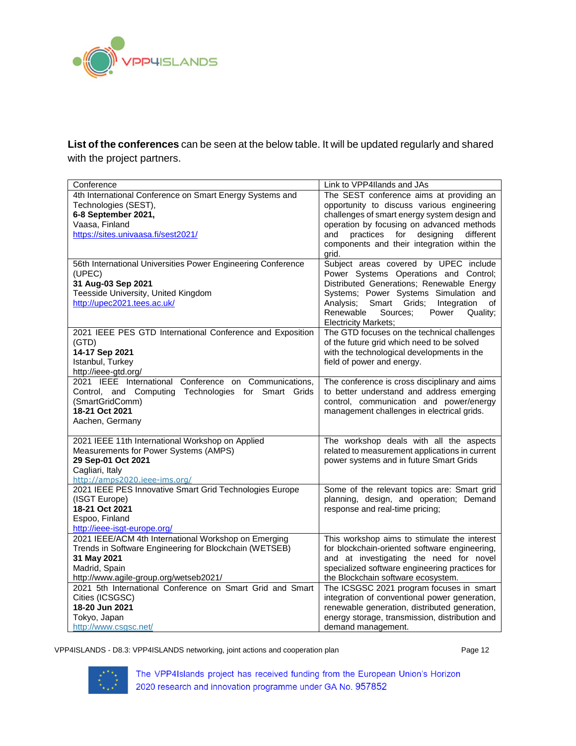**List of the conferences** can be seen at the below table. It will be updated regularly and shared with the project partners.

| Conference | Link to VPP4Ilands and JAs |
|---|---|
| 4th International Conference on Smart Energy Systems and Technologies (SEST),<br>**6-8 September 2021,**<br>Vaasa, Finland<br>https://sites.univaasa.fi/sest2021/ | The SEST conference aims at providing an opportunity to discuss various engineering challenges of smart energy system design and operation by focusing on advanced methods and practices for designing different components and their integration within the grid. |
| 56th International Universities Power Engineering Conference (UPEC)<br>**31 Aug-03 Sep 2021**<br>Teesside University, United Kingdom<br>http://upec2021.tees.ac.uk/ | Subject areas covered by UPEC include Power Systems Operations and Control; Distributed Generations; Renewable Energy Systems; Power Systems Simulation and Analysis; Smart Grids; Integration of Renewable Sources; Power Quality; Electricity Markets; |
| 2021 IEEE PES GTD International Conference and Exposition (GTD)<br>**14-17 Sep 2021**<br>Istanbul, Turkey<br>http://ieee-gtd.org/ | The GTD focuses on the technical challenges of the future grid which need to be solved with the technological developments in the field of power and energy. |
| 2021 IEEE International Conference on Communications, Control, and Computing Technologies for Smart Grids (SmartGridComm)<br>**18-21 Oct 2021**<br>Aachen, Germany | The conference is cross disciplinary and aims to better understand and address emerging control, communication and power/energy management challenges in electrical grids. |
| 2021 IEEE 11th International Workshop on Applied Measurements for Power Systems (AMPS)<br>**29 Sep-01 Oct 2021**<br>Cagliari, Italy<br>http://amps2020.ieee-ims.org/ | The workshop deals with all the aspects related to measurement applications in current power systems and in future Smart Grids |
| 2021 IEEE PES Innovative Smart Grid Technologies Europe (ISGT Europe)<br>**18-21 Oct 2021**<br>Espoo, Finland<br>http://ieee-isgt-europe.org/ | Some of the relevant topics are: Smart grid planning, design, and operation; Demand response and real-time pricing; |
| 2021 IEEE/ACM 4th International Workshop on Emerging Trends in Software Engineering for Blockchain (WETSEB)<br>**31 May 2021**<br>Madrid, Spain<br>http://www.agile-group.org/wetseb2021/ | This workshop aims to stimulate the interest for blockchain-oriented software engineering, and at investigating the need for novel specialized software engineering practices for the Blockchain software ecosystem. |
| 2021 5th International Conference on Smart Grid and Smart Cities (ICSGSC)<br>**18-20 Jun 2021**<br>Tokyo, Japan<br>http://www.csgsc.net/ | The ICSGSC 2021 program focuses in smart integration of conventional power generation, renewable generation, distributed generation, energy storage, transmission, distribution and demand management. |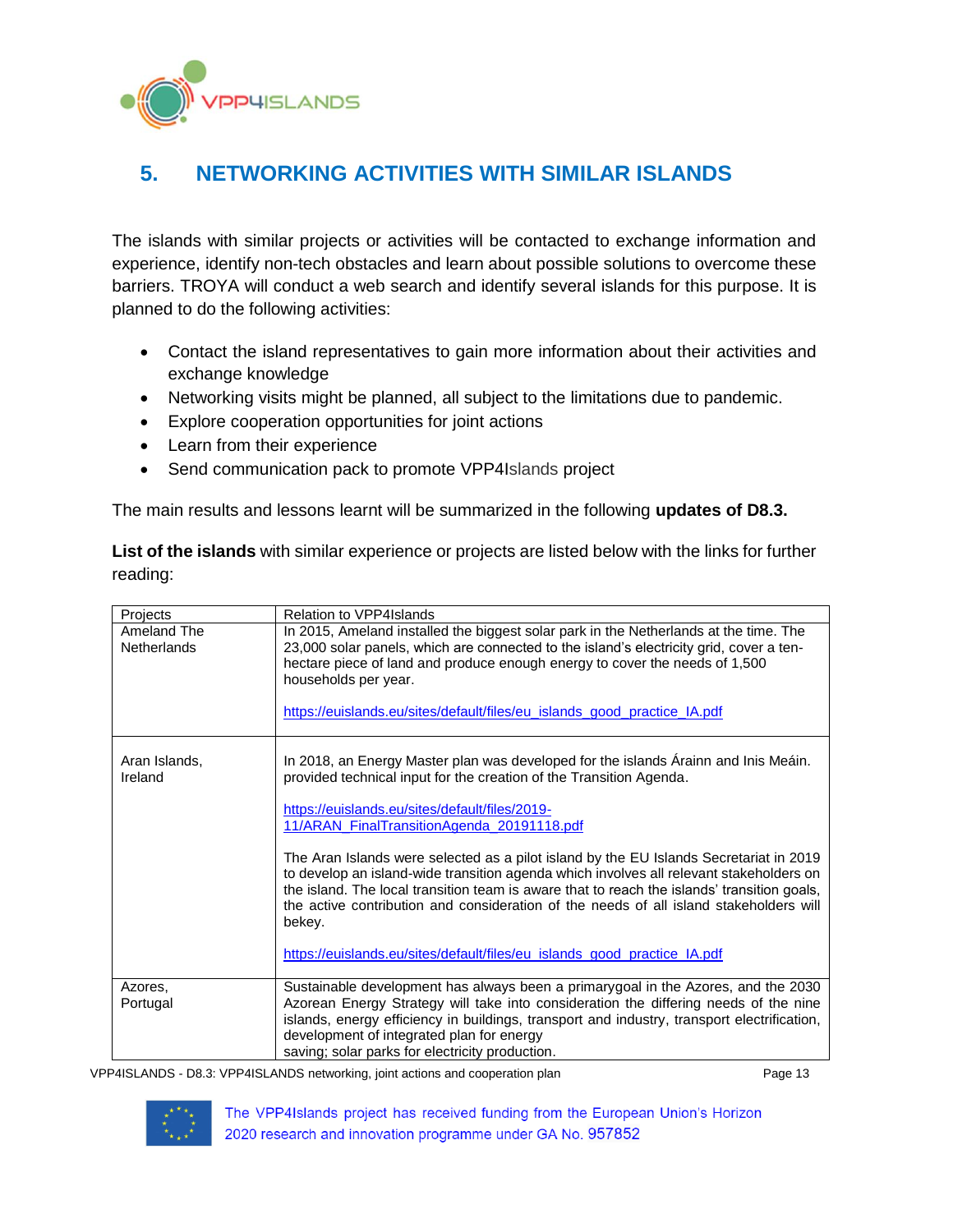## 5. NETWORKING ACTIVITIES WITH SIMILAR ISLANDS

The islands with similar projects or activities will be contacted to exchange information and experience, identify non-tech obstacles and learn about possible solutions to overcome these barriers. TROYA will conduct a web search and identify several islands for this purpose. It is planned to do the following activities:

- Contact the island representatives to gain more information about their activities and exchange knowledge
- Networking visits might be planned, all subject to the limitations due to pandemic.
- Explore cooperation opportunities for joint actions
- Learn from their experience
- Send communication pack to promote VPP4Islands project

The main results and lessons learnt will be summarized in the following **updates of D8.3.**

**List of the islands** with similar experience or projects are listed below with the links for further reading:

| Projects | Relation to VPP4Islands |
|---|---|
| Ameland The Netherlands | In 2015, Ameland installed the biggest solar park in the Netherlands at the time. The 23,000 solar panels, which are connected to the island's electricity grid, cover a ten-hectare piece of land and produce enough energy to cover the needs of 1,500 households per year.<br><br>https://euislands.eu/sites/default/files/eu_islands_good_practice_IA.pdf |
| Aran Islands, Ireland | In 2018, an Energy Master plan was developed for the islands Árainn and Inis Meáin. provided technical input for the creation of the Transition Agenda.<br><br>https://euislands.eu/sites/default/files/2019-11/ARAN_FinalTransitionAgenda_20191118.pdf<br><br>The Aran Islands were selected as a pilot island by the EU Islands Secretariat in 2019 to develop an island-wide transition agenda which involves all relevant stakeholders on the island. The local transition team is aware that to reach the islands' transition goals, the active contribution and consideration of the needs of all island stakeholders will bekey.<br><br>https://euislands.eu/sites/default/files/eu_islands_good_practice_IA.pdf |
| Azores, Portugal | Sustainable development has always been a primarygoal in the Azores, and the 2030 Azorean Energy Strategy will take into consideration the differing needs of the nine islands, energy efficiency in buildings, transport and industry, transport electrification, development of integrated plan for energy saving; solar parks for electricity production. |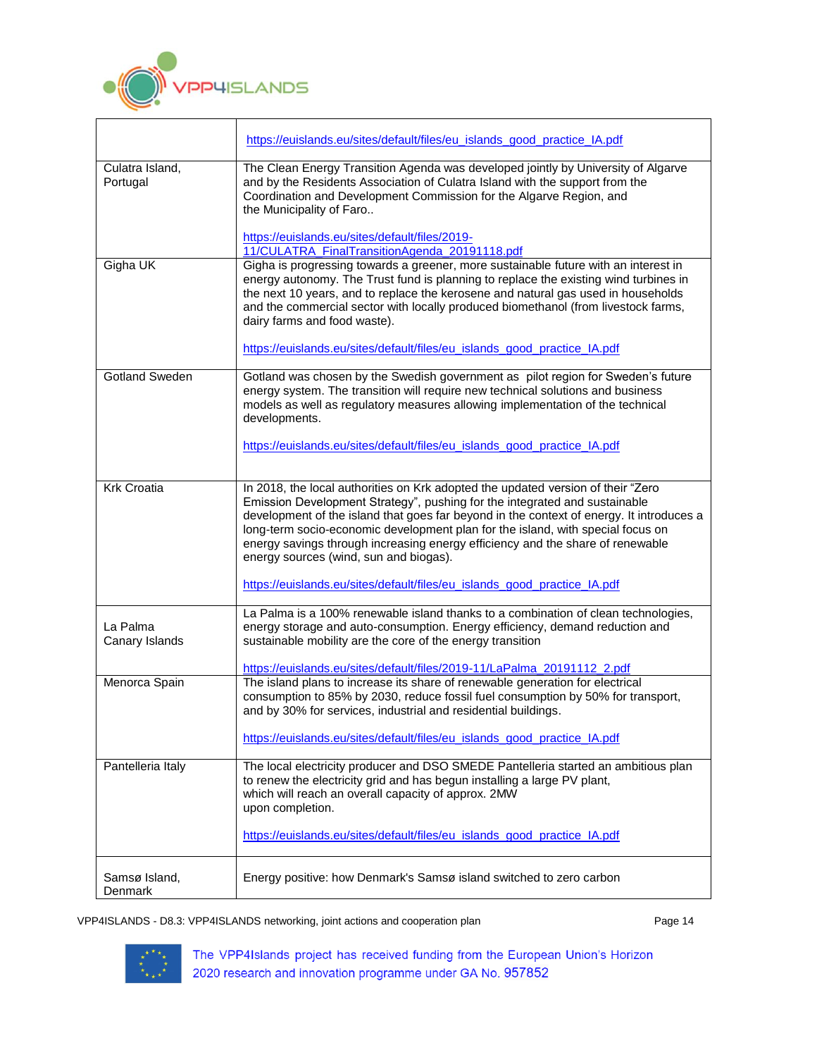| | |
|---|---|
| | https://euislands.eu/sites/default/files/eu_islands_good_practice_IA.pdf |
| Culatra Island, Portugal | The Clean Energy Transition Agenda was developed jointly by University of Algarve and by the Residents Association of Culatra Island with the support from the Coordination and Development Commission for the Algarve Region, and the Municipality of Faro..<br><br>https://euislands.eu/sites/default/files/2019-11/CULATRA_FinalTransitionAgenda_20191118.pdf |
| Gigha UK | Gigha is progressing towards a greener, more sustainable future with an interest in energy autonomy. The Trust fund is planning to replace the existing wind turbines in the next 10 years, and to replace the kerosene and natural gas used in households and the commercial sector with locally produced biomethanol (from livestock farms, dairy farms and food waste).<br><br>https://euislands.eu/sites/default/files/eu_islands_good_practice_IA.pdf |
| Gotland Sweden | Gotland was chosen by the Swedish government as pilot region for Sweden's future energy system. The transition will require new technical solutions and business models as well as regulatory measures allowing implementation of the technical developments.<br><br>https://euislands.eu/sites/default/files/eu_islands_good_practice_IA.pdf |
| Krk Croatia | In 2018, the local authorities on Krk adopted the updated version of their "Zero Emission Development Strategy", pushing for the integrated and sustainable development of the island that goes far beyond in the context of energy. It introduces a long-term socio-economic development plan for the island, with special focus on energy savings through increasing energy efficiency and the share of renewable energy sources (wind, sun and biogas).<br><br>https://euislands.eu/sites/default/files/eu_islands_good_practice_IA.pdf |
| La Palma Canary Islands | La Palma is a 100% renewable island thanks to a combination of clean technologies, energy storage and auto-consumption. Energy efficiency, demand reduction and sustainable mobility are the core of the energy transition<br><br>https://euislands.eu/sites/default/files/2019-11/LaPalma_20191112_2.pdf |
| Menorca Spain | The island plans to increase its share of renewable generation for electrical consumption to 85% by 2030, reduce fossil fuel consumption by 50% for transport, and by 30% for services, industrial and residential buildings.<br><br>https://euislands.eu/sites/default/files/eu_islands_good_practice_IA.pdf |
| Pantelleria Italy | The local electricity producer and DSO SMEDE Pantelleria started an ambitious plan to renew the electricity grid and has begun installing a large PV plant, which will reach an overall capacity of approx. 2MW upon completion.<br><br>https://euislands.eu/sites/default/files/eu_islands_good_practice_IA.pdf |
| Samsø Island, Denmark | Energy positive: how Denmark's Samsø island switched to zero carbon |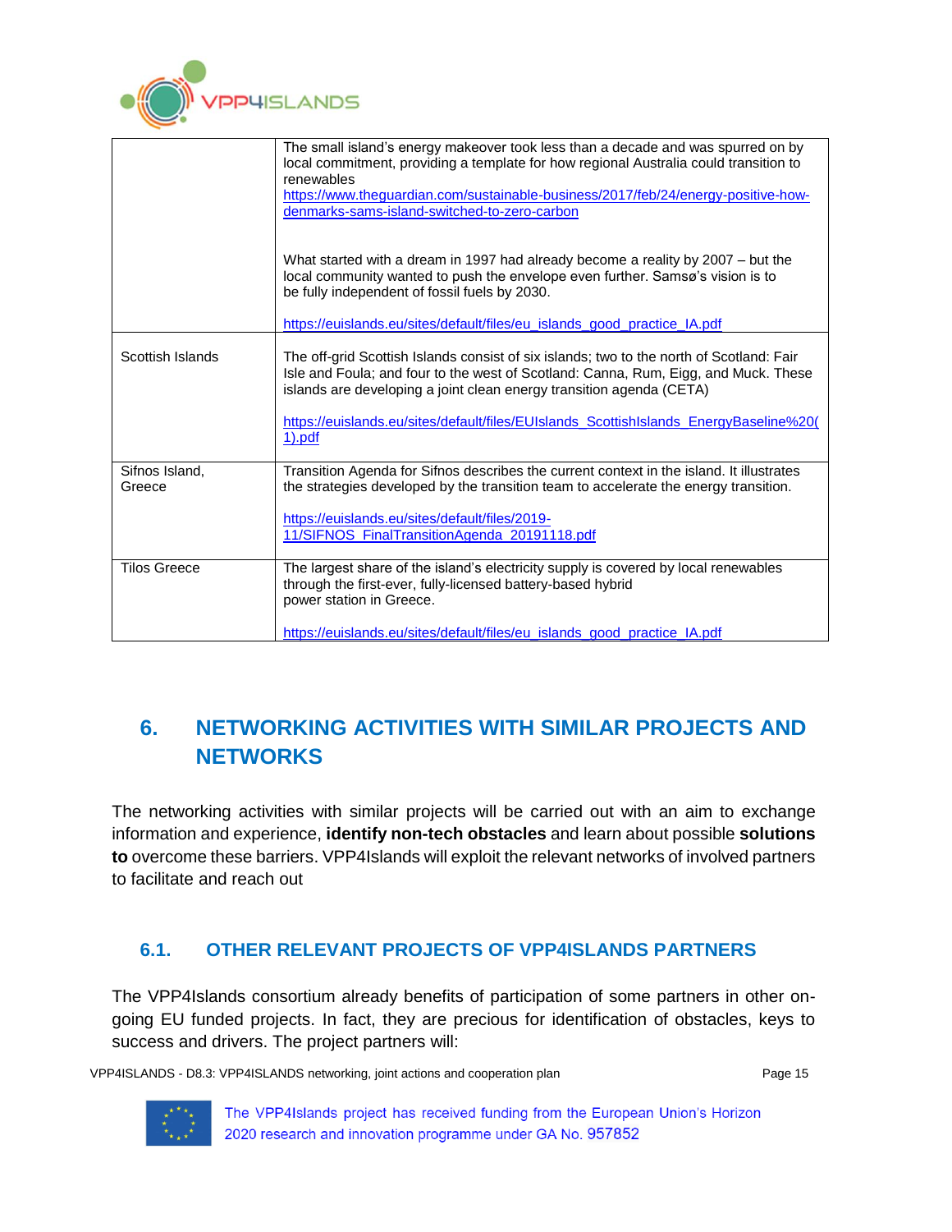| | |
|---|---|
| | The small island's energy makeover took less than a decade and was spurred on by local commitment, providing a template for how regional Australia could transition to renewables<br>https://www.theguardian.com/sustainable-business/2017/feb/24/energy-positive-how-denmarks-sams-island-switched-to-zero-carbon<br><br>What started with a dream in 1997 had already become a reality by 2007 – but the local community wanted to push the envelope even further. Samsø's vision is to be fully independent of fossil fuels by 2030.<br><br>https://euislands.eu/sites/default/files/eu_islands_good_practice_IA.pdf |
| Scottish Islands | The off-grid Scottish Islands consist of six islands; two to the north of Scotland: Fair Isle and Foula; and four to the west of Scotland: Canna, Rum, Eigg, and Muck. These islands are developing a joint clean energy transition agenda (CETA)<br><br>https://euislands.eu/sites/default/files/EUIslands_ScottishIslands_EnergyBaseline%20(1).pdf |
| Sifnos Island, Greece | Transition Agenda for Sifnos describes the current context in the island. It illustrates the strategies developed by the transition team to accelerate the energy transition.<br><br>https://euislands.eu/sites/default/files/2019-11/SIFNOS_FinalTransitionAgenda_20191118.pdf |
| Tilos Greece | The largest share of the island's electricity supply is covered by local renewables through the first-ever, fully-licensed battery-based hybrid power station in Greece.<br><br>https://euislands.eu/sites/default/files/eu_islands_good_practice_IA.pdf |

# 6. NETWORKING ACTIVITIES WITH SIMILAR PROJECTS AND NETWORKS

The networking activities with similar projects will be carried out with an aim to exchange information and experience, **identify non-tech obstacles** and learn about possible **solutions to** overcome these barriers. VPP4Islands will exploit the relevant networks of involved partners to facilitate and reach out

## 6.1. OTHER RELEVANT PROJECTS OF VPP4ISLANDS PARTNERS

The VPP4Islands consortium already benefits of participation of some partners in other on-going EU funded projects. In fact, they are precious for identification of obstacles, keys to success and drivers. The project partners will: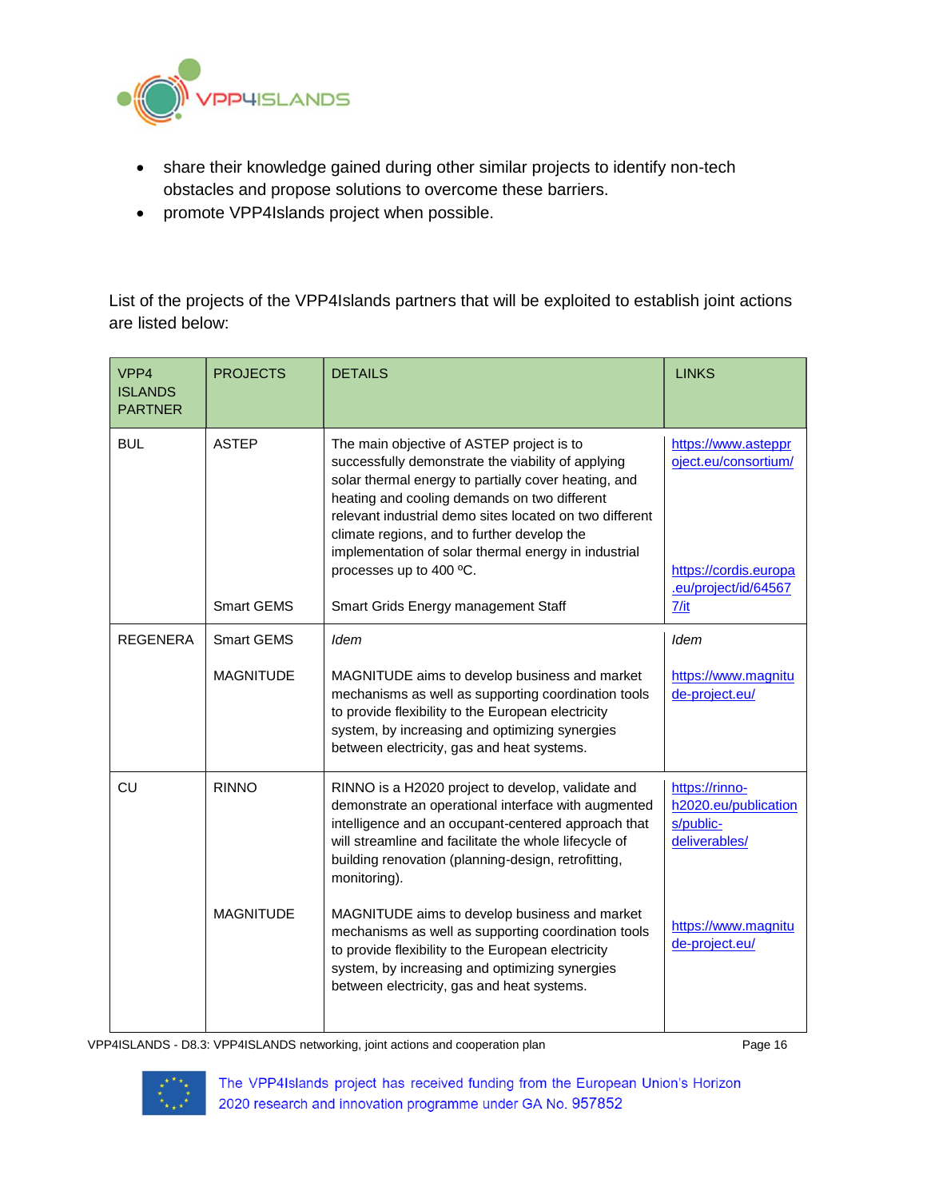- share their knowledge gained during other similar projects to identify non-tech obstacles and propose solutions to overcome these barriers.
- promote VPP4Islands project when possible.

List of the projects of the VPP4Islands partners that will be exploited to establish joint actions are listed below:

| VPP4 ISLANDS PARTNER | PROJECTS | DETAILS | LINKS |
|---|---|---|---|
| BUL | ASTEP | The main objective of ASTEP project is to successfully demonstrate the viability of applying solar thermal energy to partially cover heating, and heating and cooling demands on two different relevant industrial demo sites located on two different climate regions, and to further develop the implementation of solar thermal energy in industrial processes up to 400 ºC. | https://www.asteproject.eu/consortium/ |
| | Smart GEMS | Smart Grids Energy management Staff | https://cordis.europa.eu/project/id/645677/it |
| REGENERA | Smart GEMS | *Idem* | *Idem* |
| | MAGNITUDE | MAGNITUDE aims to develop business and market mechanisms as well as supporting coordination tools to provide flexibility to the European electricity system, by increasing and optimizing synergies between electricity, gas and heat systems. | https://www.magnitude-project.eu/ |
| CU | RINNO | RINNO is a H2020 project to develop, validate and demonstrate an operational interface with augmented intelligence and an occupant-centered approach that will streamline and facilitate the whole lifecycle of building renovation (planning-design, retrofitting, monitoring). | https://rinno-h2020.eu/publications/public-deliverables/ |
| | MAGNITUDE | MAGNITUDE aims to develop business and market mechanisms as well as supporting coordination tools to provide flexibility to the European electricity system, by increasing and optimizing synergies between electricity, gas and heat systems. | https://www.magnitude-project.eu/ |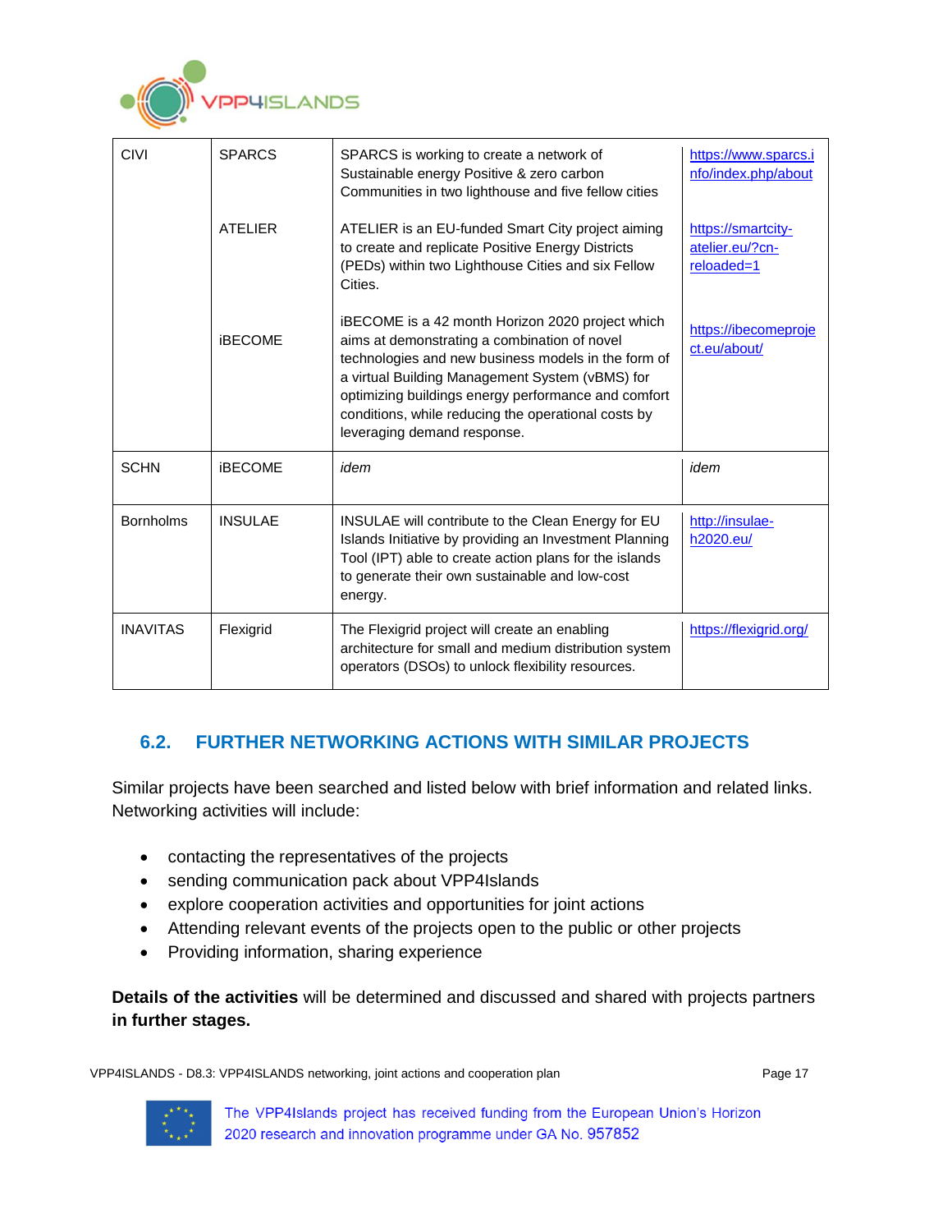| CIVI | SPARCS | SPARCS is working to create a network of Sustainable energy Positive & zero carbon Communities in two lighthouse and five fellow cities | https://www.sparcs.info/index.php/about |
|---|---|---|---|
| | ATELIER | ATELIER is an EU-funded Smart City project aiming to create and replicate Positive Energy Districts (PEDs) within two Lighthouse Cities and six Fellow Cities. | https://smartcity-atelier.eu/?cn-reloaded=1 |
| | iBECOME | iBECOME is a 42 month Horizon 2020 project which aims at demonstrating a combination of novel technologies and new business models in the form of a virtual Building Management System (vBMS) for optimizing buildings energy performance and comfort conditions, while reducing the operational costs by leveraging demand response. | https://ibecomeproject.eu/about/ |
| SCHN | iBECOME | *idem* | *idem* |
| Bornholms | INSULAE | INSULAE will contribute to the Clean Energy for EU Islands Initiative by providing an Investment Planning Tool (IPT) able to create action plans for the islands to generate their own sustainable and low-cost energy. | http://insulae-h2020.eu/ |
| INAVITAS | Flexigrid | The Flexigrid project will create an enabling architecture for small and medium distribution system operators (DSOs) to unlock flexibility resources. | https://flexigrid.org/ |

## 6.2. FURTHER NETWORKING ACTIONS WITH SIMILAR PROJECTS

Similar projects have been searched and listed below with brief information and related links. Networking activities will include:

- contacting the representatives of the projects
- sending communication pack about VPP4Islands
- explore cooperation activities and opportunities for joint actions
- Attending relevant events of the projects open to the public or other projects
- Providing information, sharing experience

**Details of the activities** will be determined and discussed and shared with projects partners **in further stages.**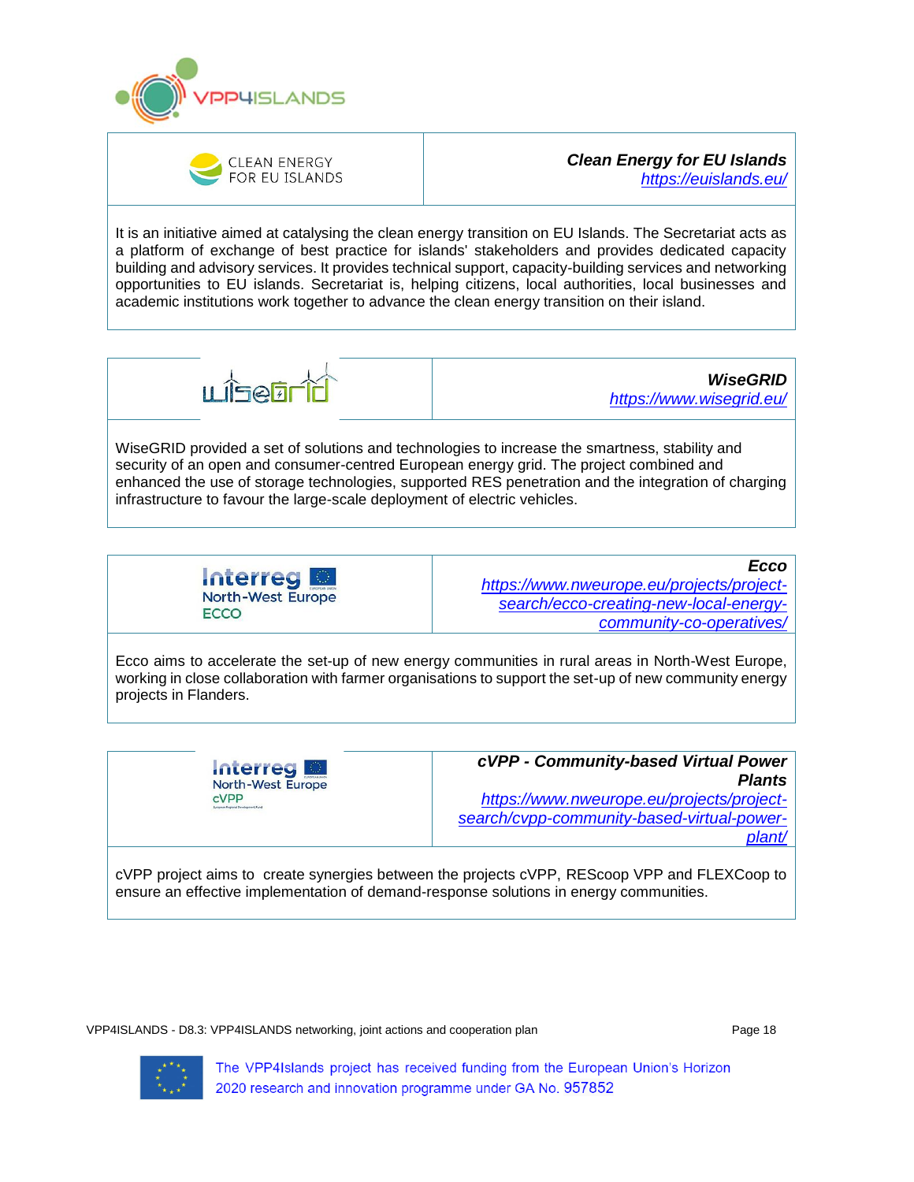| CLEAN ENERGY FOR EU ISLANDS | ***Clean Energy for EU Islands*** [https://euislands.eu/](https://euislands.eu/) |
|---|---|

It is an initiative aimed at catalysing the clean energy transition on EU Islands. The Secretariat acts as a platform of exchange of best practice for islands' stakeholders and provides dedicated capacity building and advisory services. It provides technical support, capacity-building services and networking opportunities to EU islands. Secretariat is, helping citizens, local authorities, local businesses and academic institutions work together to advance the clean energy transition on their island.

| wiseGrid | ***WiseGRID*** [https://www.wisegrid.eu/](https://www.wisegrid.eu/) |
|---|---|

WiseGRID provided a set of solutions and technologies to increase the smartness, stability and security of an open and consumer-centred European energy grid. The project combined and enhanced the use of storage technologies, supported RES penetration and the integration of charging infrastructure to favour the large-scale deployment of electric vehicles.

| Interreg North-West Europe ECCO | ***Ecco*** [https://www.nweurope.eu/projects/project-search/ecco-creating-new-local-energy-community-co-operatives/](https://www.nweurope.eu/projects/project-search/ecco-creating-new-local-energy-community-co-operatives/) |
|---|---|

Ecco aims to accelerate the set-up of new energy communities in rural areas in North-West Europe, working in close collaboration with farmer organisations to support the set-up of new community energy projects in Flanders.

| Interreg North-West Europe cVPP | ***cVPP - Community-based Virtual Power Plants*** [https://www.nweurope.eu/projects/project-search/cvpp-community-based-virtual-power-plant/](https://www.nweurope.eu/projects/project-search/cvpp-community-based-virtual-power-plant/) |
|---|---|

cVPP project aims to create synergies between the projects cVPP, REScoop VPP and FLEXCoop to ensure an effective implementation of demand-response solutions in energy communities.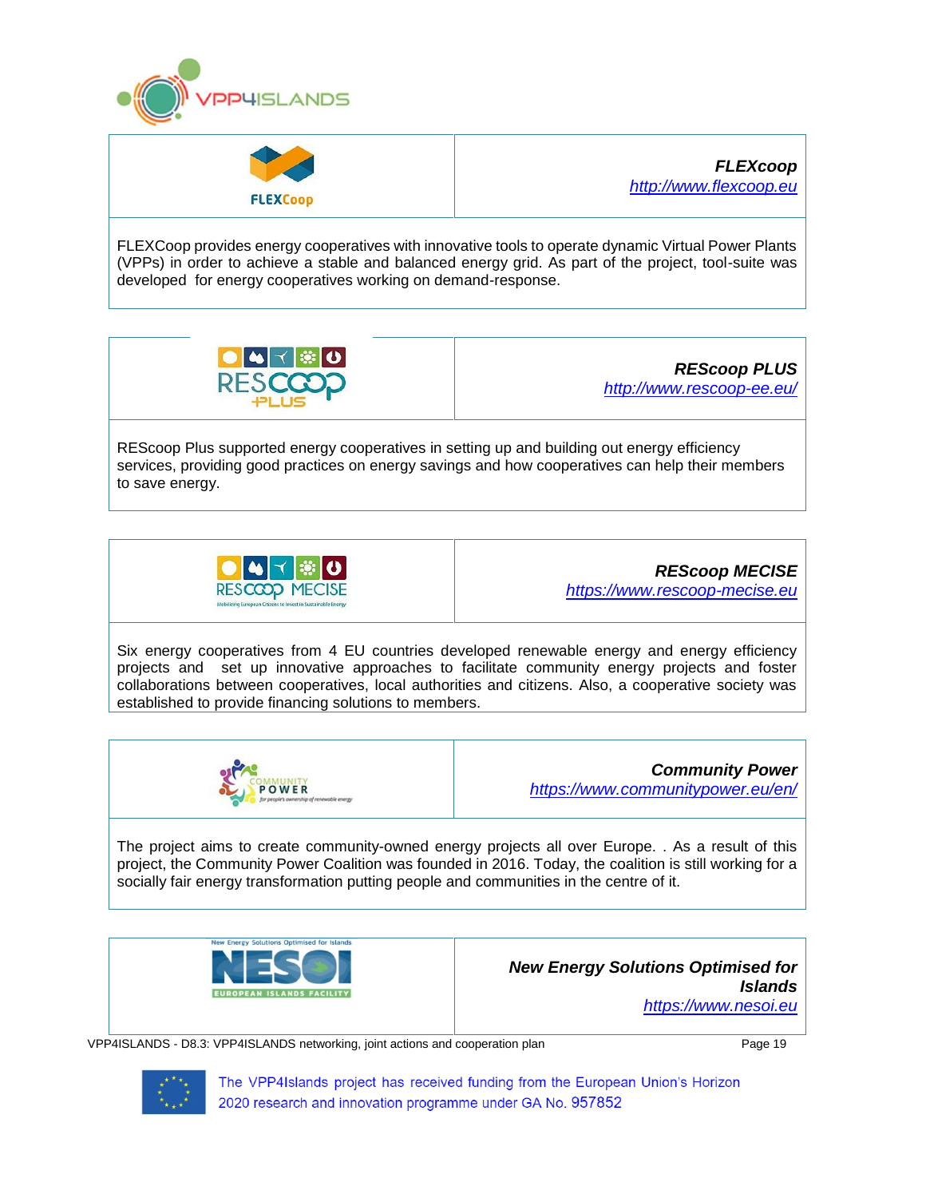| | ***FLEXcoop*** [http://www.flexcoop.eu](http://www.flexcoop.eu) |
|---|---|

FLEXCoop provides energy cooperatives with innovative tools to operate dynamic Virtual Power Plants (VPPs) in order to achieve a stable and balanced energy grid. As part of the project, tool-suite was developed for energy cooperatives working on demand-response.

| | ***REScoop PLUS*** [http://www.rescoop-ee.eu/](http://www.rescoop-ee.eu/) |
|---|---|

REScoop Plus supported energy cooperatives in setting up and building out energy efficiency services, providing good practices on energy savings and how cooperatives can help their members to save energy.

| | ***REScoop MECISE*** [https://www.rescoop-mecise.eu](https://www.rescoop-mecise.eu) |
|---|---|

Six energy cooperatives from 4 EU countries developed renewable energy and energy efficiency projects and set up innovative approaches to facilitate community energy projects and foster collaborations between cooperatives, local authorities and citizens. Also, a cooperative society was established to provide financing solutions to members.

| | ***Community Power*** [https://www.communitypower.eu/en/](https://www.communitypower.eu/en/) |
|---|---|

The project aims to create community-owned energy projects all over Europe. . As a result of this project, the Community Power Coalition was founded in 2016. Today, the coalition is still working for a socially fair energy transformation putting people and communities in the centre of it.

| | ***New Energy Solutions Optimised for Islands*** [https://www.nesoi.eu](https://www.nesoi.eu) |
|---|---|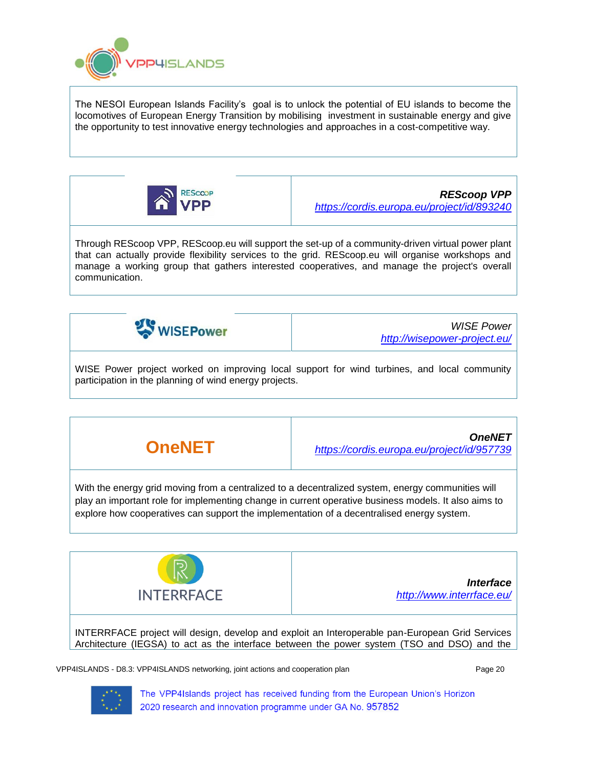The NESOI European Islands Facility's goal is to unlock the potential of EU islands to become the locomotives of European Energy Transition by mobilising investment in sustainable energy and give the opportunity to test innovative energy technologies and approaches in a cost-competitive way.

| RESCOOP VPP | ***REScoop VPP*** <br> *https://cordis.europa.eu/project/id/893240* |
|---|---|

Through REScoop VPP, REScoop.eu will support the set-up of a community-driven virtual power plant that can actually provide flexibility services to the grid. REScoop.eu will organise workshops and manage a working group that gathers interested cooperatives, and manage the project's overall communication.

| WISEPower | *WISE Power* <br> *http://wisepower-project.eu/* |
|---|---|

WISE Power project worked on improving local support for wind turbines, and local community participation in the planning of wind energy projects.

| OneNET | ***OneNET*** <br> *https://cordis.europa.eu/project/id/957739* |
|---|---|

With the energy grid moving from a centralized to a decentralized system, energy communities will play an important role for implementing change in current operative business models. It also aims to explore how cooperatives can support the implementation of a decentralised energy system.

| INTERRFACE | ***Interface*** <br> *http://www.interrface.eu/* |
|---|---|

INTERRFACE project will design, develop and exploit an Interoperable pan-European Grid Services Architecture (IEGSA) to act as the interface between the power system (TSO and DSO) and the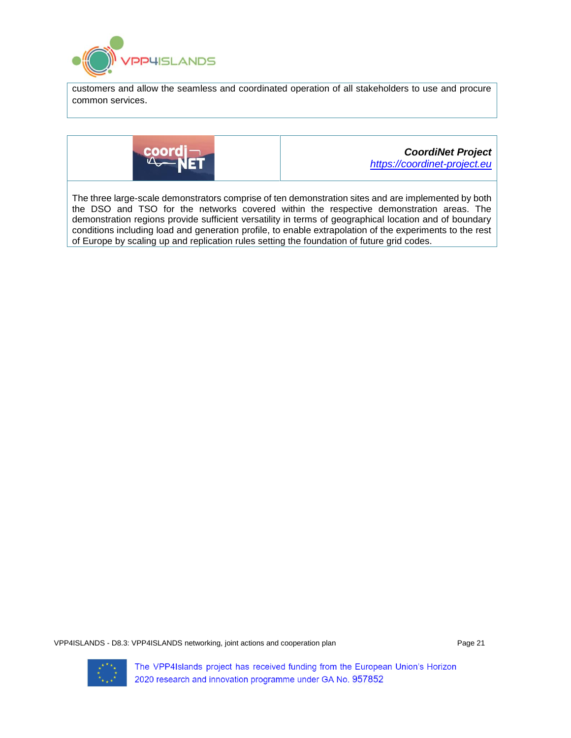customers and allow the seamless and coordinated operation of all stakeholders to use and procure common services.

| | ***CoordiNet Project***<br>[*https://coordinet-project.eu*](https://coordinet-project.eu) |
|---|---|
| The three large-scale demonstrators comprise of ten demonstration sites and are implemented by both the DSO and TSO for the networks covered within the respective demonstration areas. The demonstration regions provide sufficient versatility in terms of geographical location and of boundary conditions including load and generation profile, to enable extrapolation of the experiments to the rest of Europe by scaling up and replication rules setting the foundation of future grid codes. | |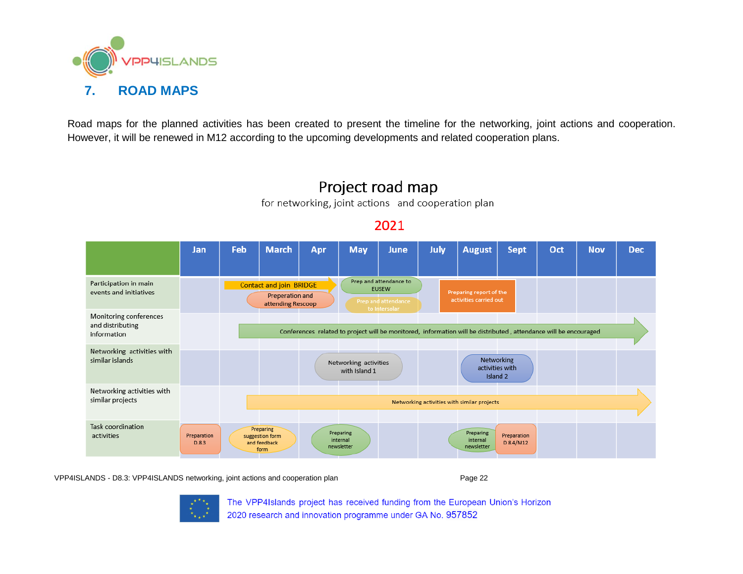## 7. ROAD MAPS

Road maps for the planned activities has been created to present the timeline for the networking, joint actions and cooperation. However, it will be renewed in M12 according to the upcoming developments and related cooperation plans.

# Project road map

for networking, joint actions and cooperation plan

**2021**

| | Jan | Feb | March | Apr | May | June | July | August | Sept | Oct | Nov | Dec |
|---|---|---|---|---|---|---|---|---|---|---|---|---|
| Participation in main events and initiatives | | Contact and join BRIDGE; Preperation and attending Rescoop | | | Prep and attendance to EUSEW; Prep and attendance to Intersolar | | | Preparing report of the activities carried out | | | | |
| Monitoring conferences and distributing information | | Conferences related to project will be monitored, information will be distributed, attendance will be encouraged | | | | | | | | | | |
| Networking activities with similar islands | | | | | Networking activities with Island 1 | | | Networking activities with Island 2 | | | | |
| Networking activities with similar projects | | Networking activities with similar projects | | | | | | | | | | |
| Task coordination activities | Preparation D.8.3 | Preparing suggestion form and feedback form | | Preparing internal newsletter | | | | Preparing internal newsletter | Preparation D 8.4/M12 | | | |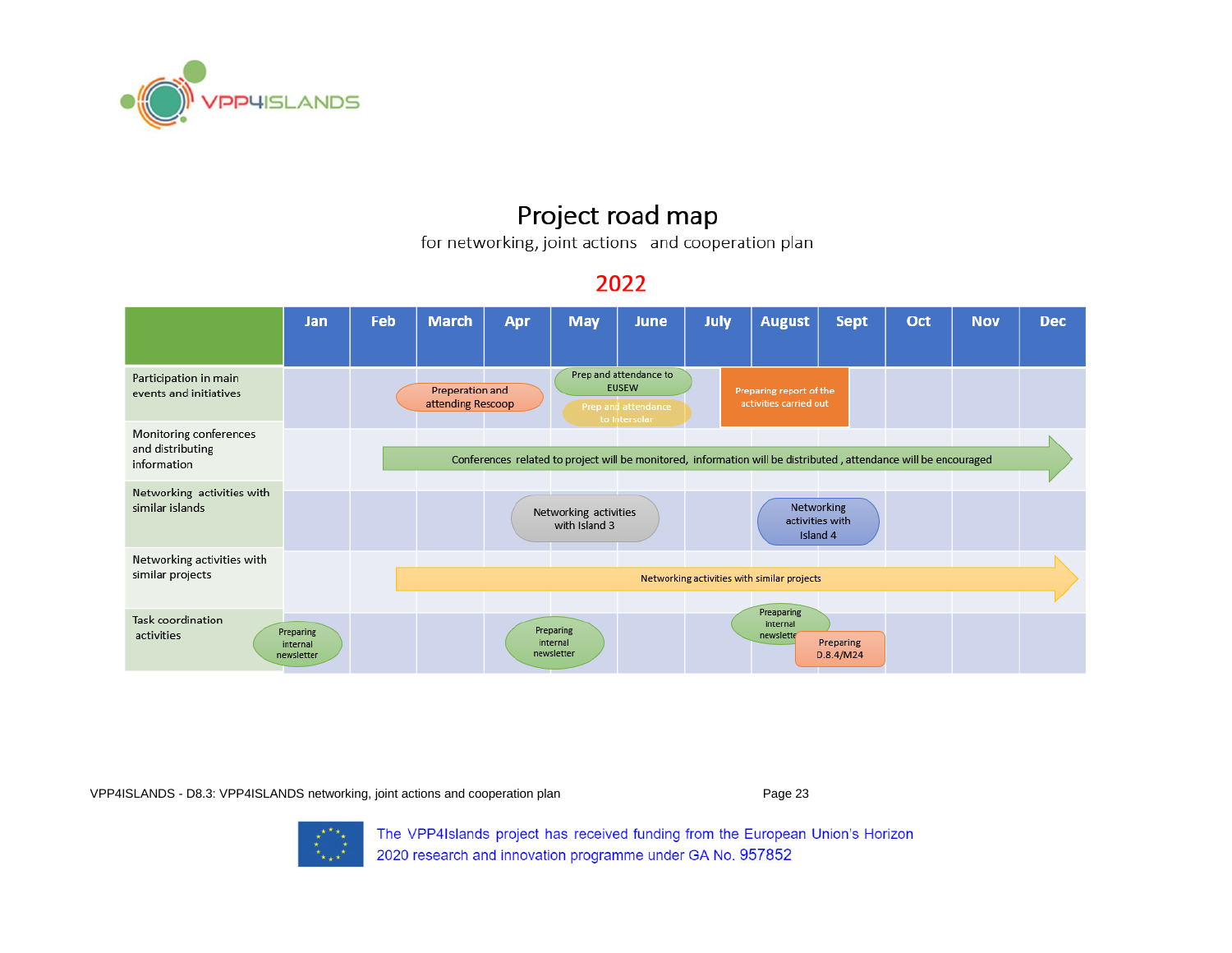# Project road map

for networking, joint actions and cooperation plan

## 2022

| | Jan | Feb | March | Apr | May | June | July | August | Sept | Oct | Nov | Dec |
|---|---|---|---|---|---|---|---|---|---|---|---|---|
| Participation in main events and initiatives | | Preperation and attending Rescoop | | | Prep and attendance to EUSEW; Prep and attendance to Intersolar | | Preparing report of the activities carried out | | | | | |
| Monitoring conferences and distributing information | | Conferences related to project will be monitored, information will be distributed , attendance will be encouraged | | | | | | | | | | |
| Networking activities with similar islands | | | | Networking activities with Island 3 | | | | Networking activities with Island 4 | | | | |
| Networking activities with similar projects | | Networking activities with similar projects | | | | | | | | | | |
| Task coordination activities | Preparing internal newsletter | | | Preparing internal newsletter | | | | Preaparing internal newsletter | Preparing D.8.4/M24 | | | |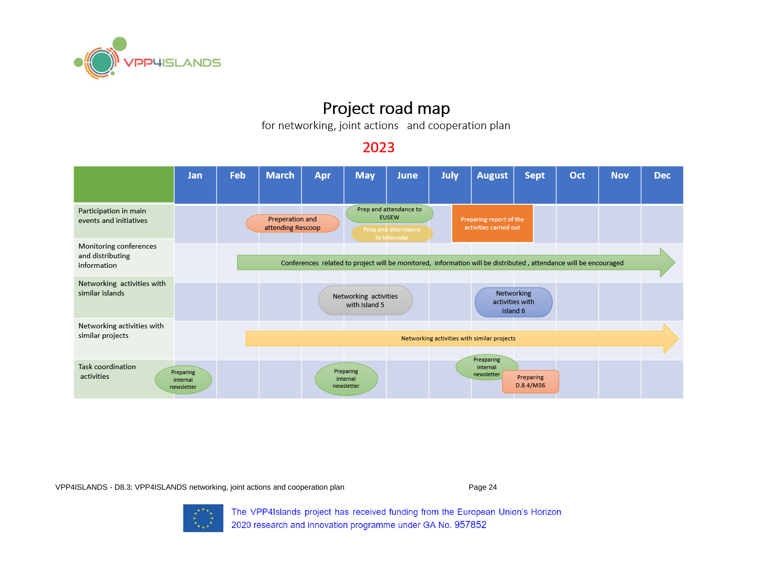# Project road map

for networking, joint actions and cooperation plan

**2023**

| | Jan | Feb | March | Apr | May | June | July | August | Sept | Oct | Nov | Dec |
|---|---|---|---|---|---|---|---|---|---|---|---|---|
| Participation in main events and initiatives | | Preperation and attending Rescoop | | | Prep and attendance to EUSEW; Prep and attendance to Intersolar | | | Preparing report of the activities carried out | | | | |
| Monitoring conferences and distributing information | | Conferences related to project will be monitored, information will be distributed, attendance will be encouraged | | | | | | | | | | |
| Networking activities with similar islands | | | | | Networking activities with Island 5 | | | Networking activities with Island 6 | | | | |
| Networking activities with similar projects | | Networking activities with similar projects | | | | | | | | | | |
| Task coordination activities | Preparing internal newsletter | | | Preparing internal newsletter | | | | Preaparing internal newsletter | Preparing D.8.4/M36 | | | |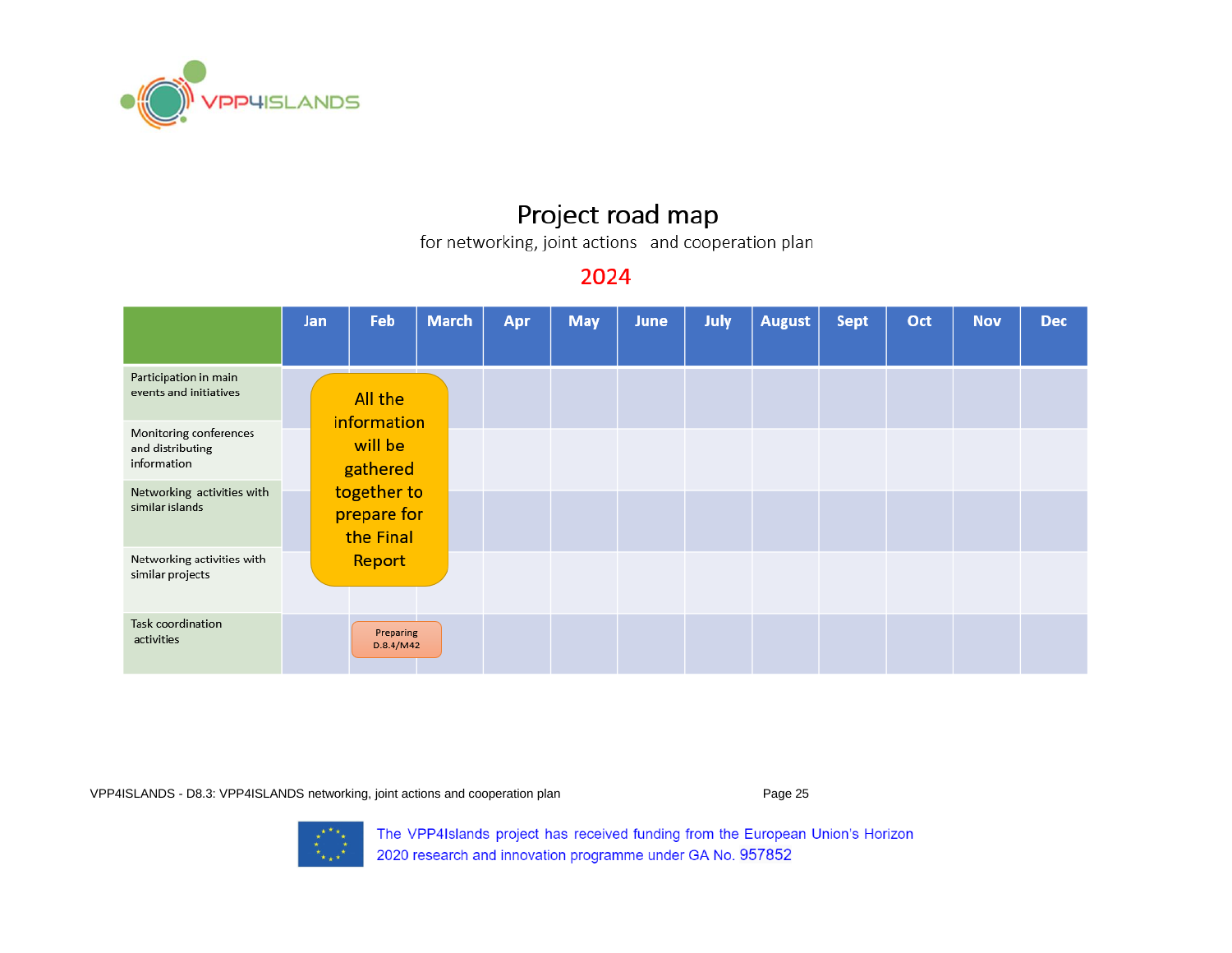# Project road map

for networking, joint actions and cooperation plan

**2024**

| | Jan | Feb | March | Apr | May | June | July | August | Sept | Oct | Nov | Dec |
|---|---|---|---|---|---|---|---|---|---|---|---|---|
| Participation in main events and initiatives | All the information will be gathered together to prepare for the Final Report | | | | | | | | | | | |
| Monitoring conferences and distributing information | | | | | | | | | | | | |
| Networking activities with similar islands | | | | | | | | | | | | |
| Networking activities with similar projects | | | | | | | | | | | | |
| Task coordination activities | | Preparing D.8.4/M42 | | | | | | | | | | |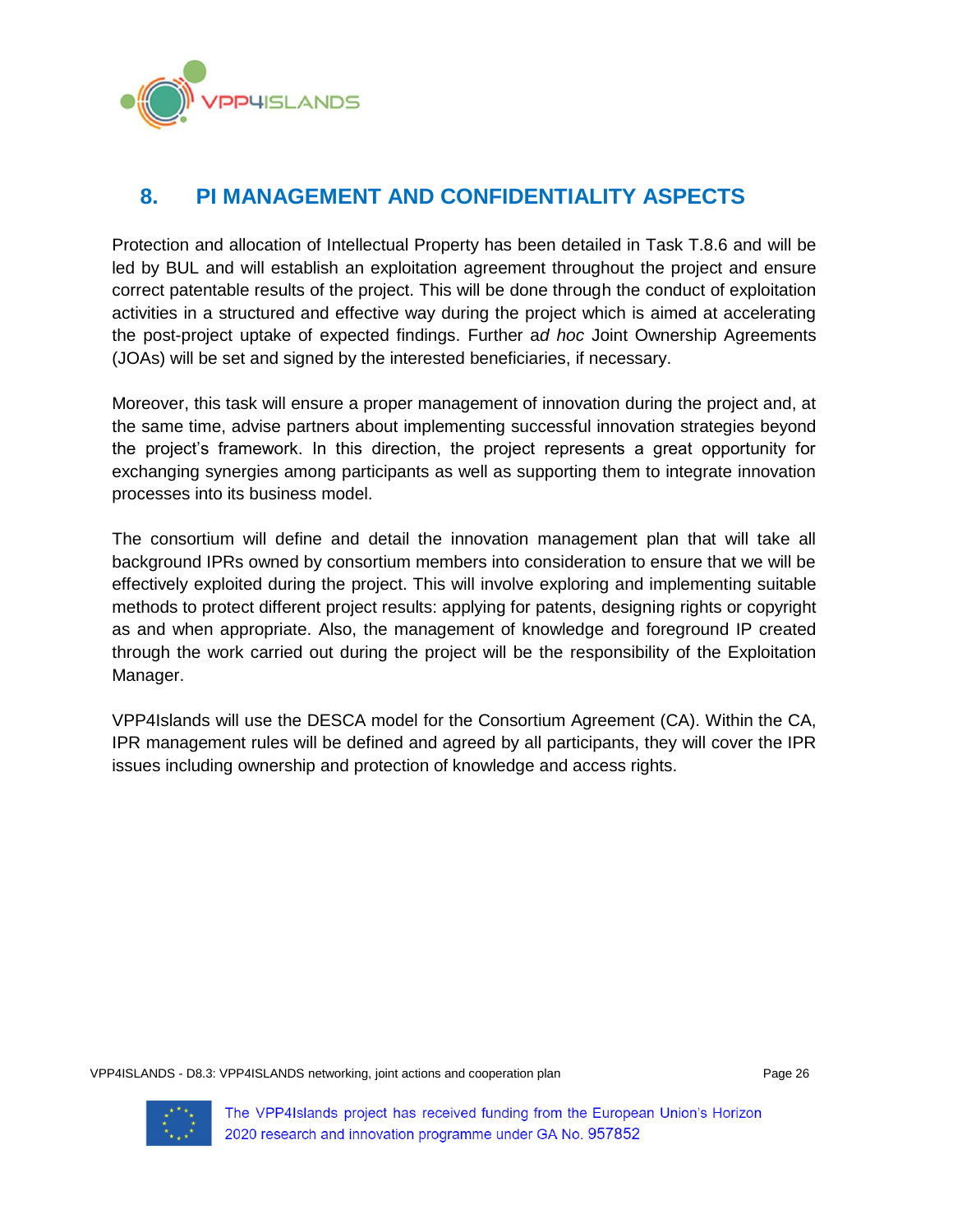## 8. PI MANAGEMENT AND CONFIDENTIALITY ASPECTS

Protection and allocation of Intellectual Property has been detailed in Task T.8.6 and will be led by BUL and will establish an exploitation agreement throughout the project and ensure correct patentable results of the project. This will be done through the conduct of exploitation activities in a structured and effective way during the project which is aimed at accelerating the post-project uptake of expected findings. Further a*d hoc* Joint Ownership Agreements (JOAs) will be set and signed by the interested beneficiaries, if necessary.

Moreover, this task will ensure a proper management of innovation during the project and, at the same time, advise partners about implementing successful innovation strategies beyond the project's framework. In this direction, the project represents a great opportunity for exchanging synergies among participants as well as supporting them to integrate innovation processes into its business model.

The consortium will define and detail the innovation management plan that will take all background IPRs owned by consortium members into consideration to ensure that we will be effectively exploited during the project. This will involve exploring and implementing suitable methods to protect different project results: applying for patents, designing rights or copyright as and when appropriate. Also, the management of knowledge and foreground IP created through the work carried out during the project will be the responsibility of the Exploitation Manager.

VPP4Islands will use the DESCA model for the Consortium Agreement (CA). Within the CA, IPR management rules will be defined and agreed by all participants, they will cover the IPR issues including ownership and protection of knowledge and access rights.